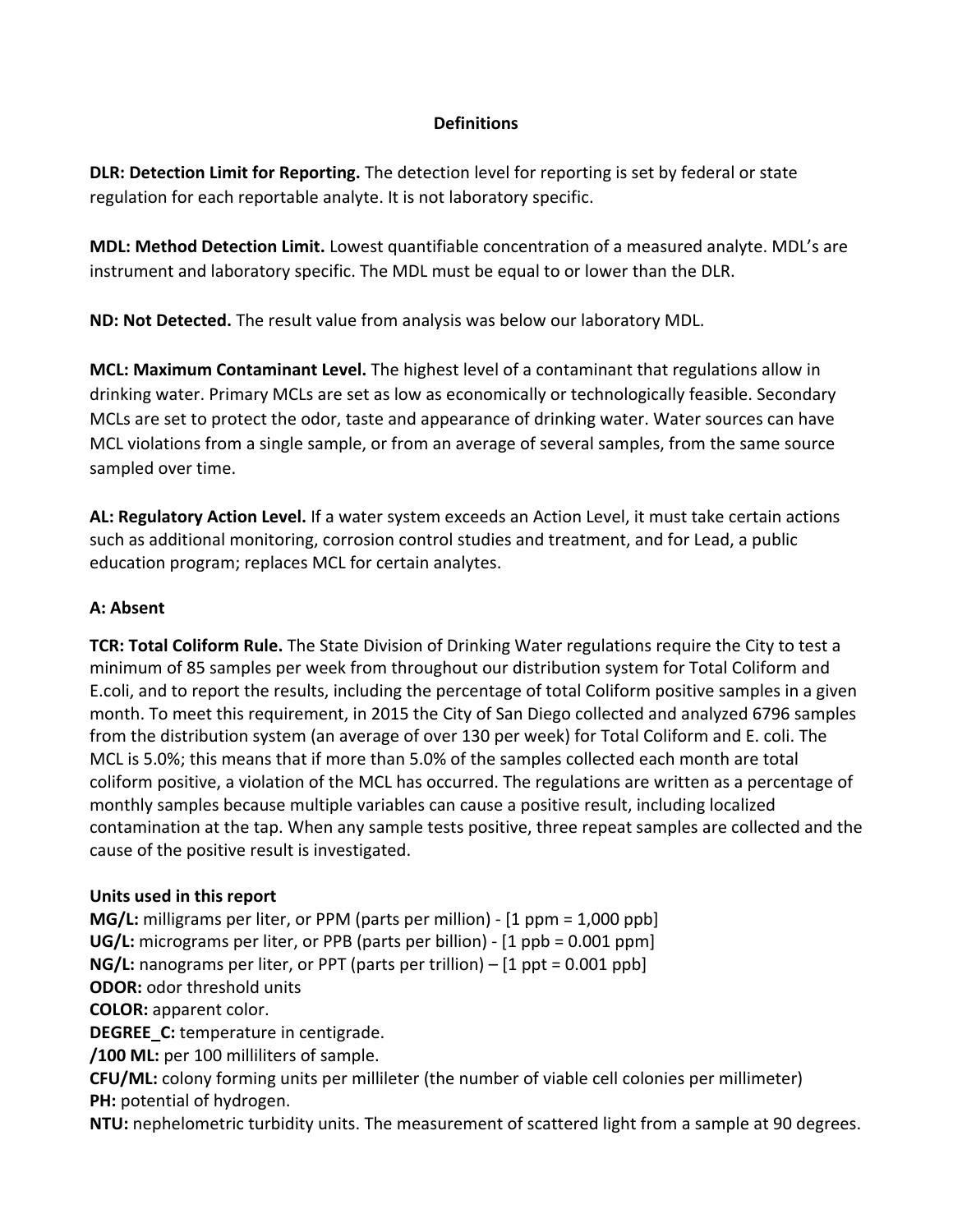# Definitions

**DLR: Detection Limit for Reporting.** The detection level for reporting is set by federal or state regulation for each reportable analyte. It is not laboratory specific.

**MDL: Method Detection Limit.** Lowest quantifiable concentration of a measured analyte. MDL's are instrument and laboratory specific. The MDL must be equal to or lower than the DLR.

**ND: Not Detected.** The result value from analysis was below our laboratory MDL.

**MCL: Maximum Contaminant Level.** The highest level of a contaminant that regulations allow in drinking water. Primary MCLs are set as low as economically or technologically feasible. Secondary MCLs are set to protect the odor, taste and appearance of drinking water. Water sources can have MCL violations from a single sample, or from an average of several samples, from the same source sampled over time.

**AL: Regulatory Action Level.** If a water system exceeds an Action Level, it must take certain actions such as additional monitoring, corrosion control studies and treatment, and for Lead, a public education program; replaces MCL for certain analytes.

**A: Absent**

**TCR: Total Coliform Rule.** The State Division of Drinking Water regulations require the City to test a minimum of 85 samples per week from throughout our distribution system for Total Coliform and E.coli, and to report the results, including the percentage of total Coliform positive samples in a given month. To meet this requirement, in 2015 the City of San Diego collected and analyzed 6796 samples from the distribution system (an average of over 130 per week) for Total Coliform and E. coli. The MCL is 5.0%; this means that if more than 5.0% of the samples collected each month are total coliform positive, a violation of the MCL has occurred. The regulations are written as a percentage of monthly samples because multiple variables can cause a positive result, including localized contamination at the tap. When any sample tests positive, three repeat samples are collected and the cause of the positive result is investigated.

**Units used in this report**

**MG/L:** milligrams per liter, or PPM (parts per million) - [1 ppm = 1,000 ppb]
**UG/L:** micrograms per liter, or PPB (parts per billion) - [1 ppb = 0.001 ppm]
**NG/L:** nanograms per liter, or PPT (parts per trillion) – [1 ppt = 0.001 ppb]
**ODOR:** odor threshold units
**COLOR:** apparent color.
**DEGREE_C:** temperature in centigrade.
**/100 ML:** per 100 milliliters of sample.
**CFU/ML:** colony forming units per millileter (the number of viable cell colonies per millimeter)
**PH:** potential of hydrogen.
**NTU:** nephelometric turbidity units. The measurement of scattered light from a sample at 90 degrees.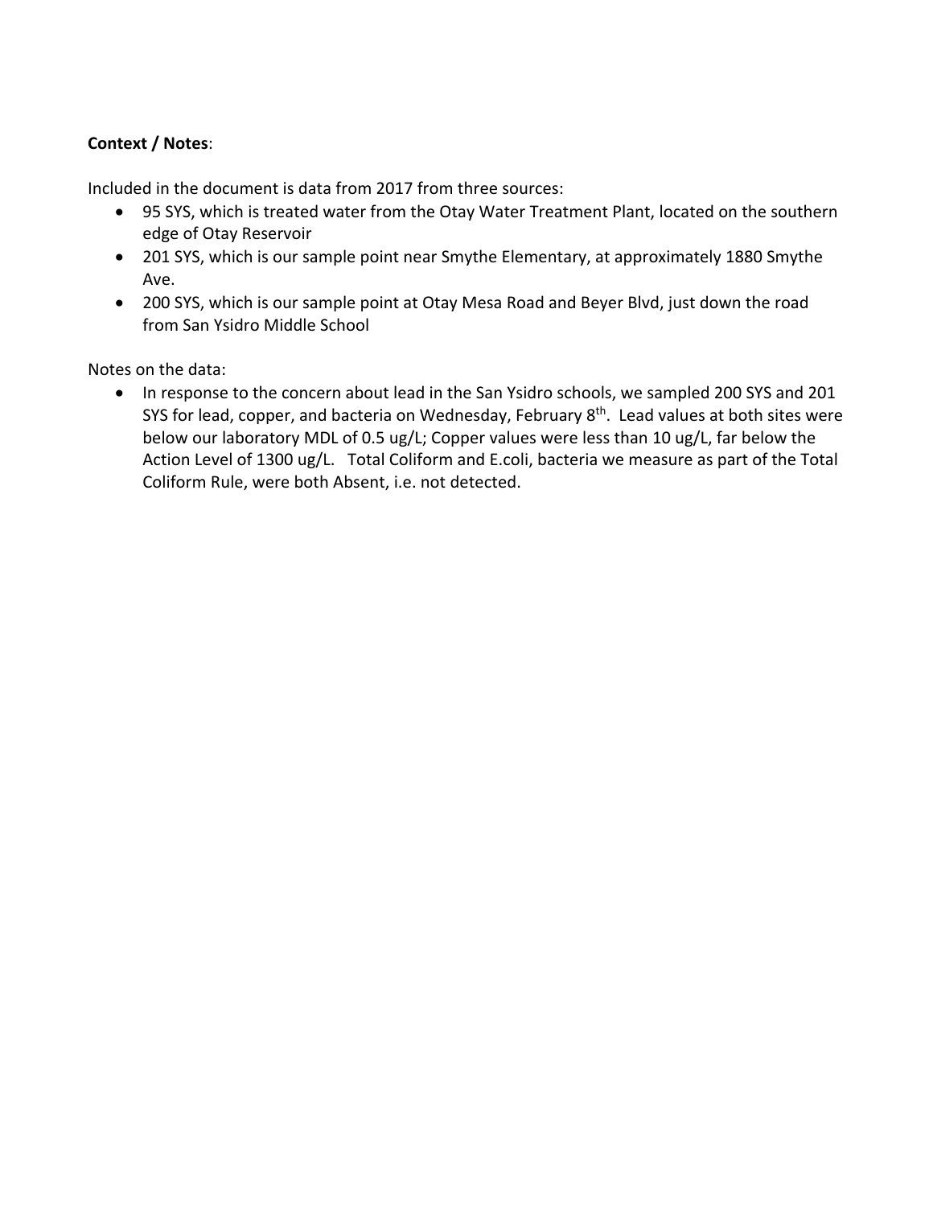**Context / Notes**:

Included in the document is data from 2017 from three sources:

- 95 SYS, which is treated water from the Otay Water Treatment Plant, located on the southern edge of Otay Reservoir
- 201 SYS, which is our sample point near Smythe Elementary, at approximately 1880 Smythe Ave.
- 200 SYS, which is our sample point at Otay Mesa Road and Beyer Blvd, just down the road from San Ysidro Middle School

Notes on the data:

- In response to the concern about lead in the San Ysidro schools, we sampled 200 SYS and 201 SYS for lead, copper, and bacteria on Wednesday, February 8th. Lead values at both sites were below our laboratory MDL of 0.5 ug/L; Copper values were less than 10 ug/L, far below the Action Level of 1300 ug/L. Total Coliform and E.coli, bacteria we measure as part of the Total Coliform Rule, were both Absent, i.e. not detected.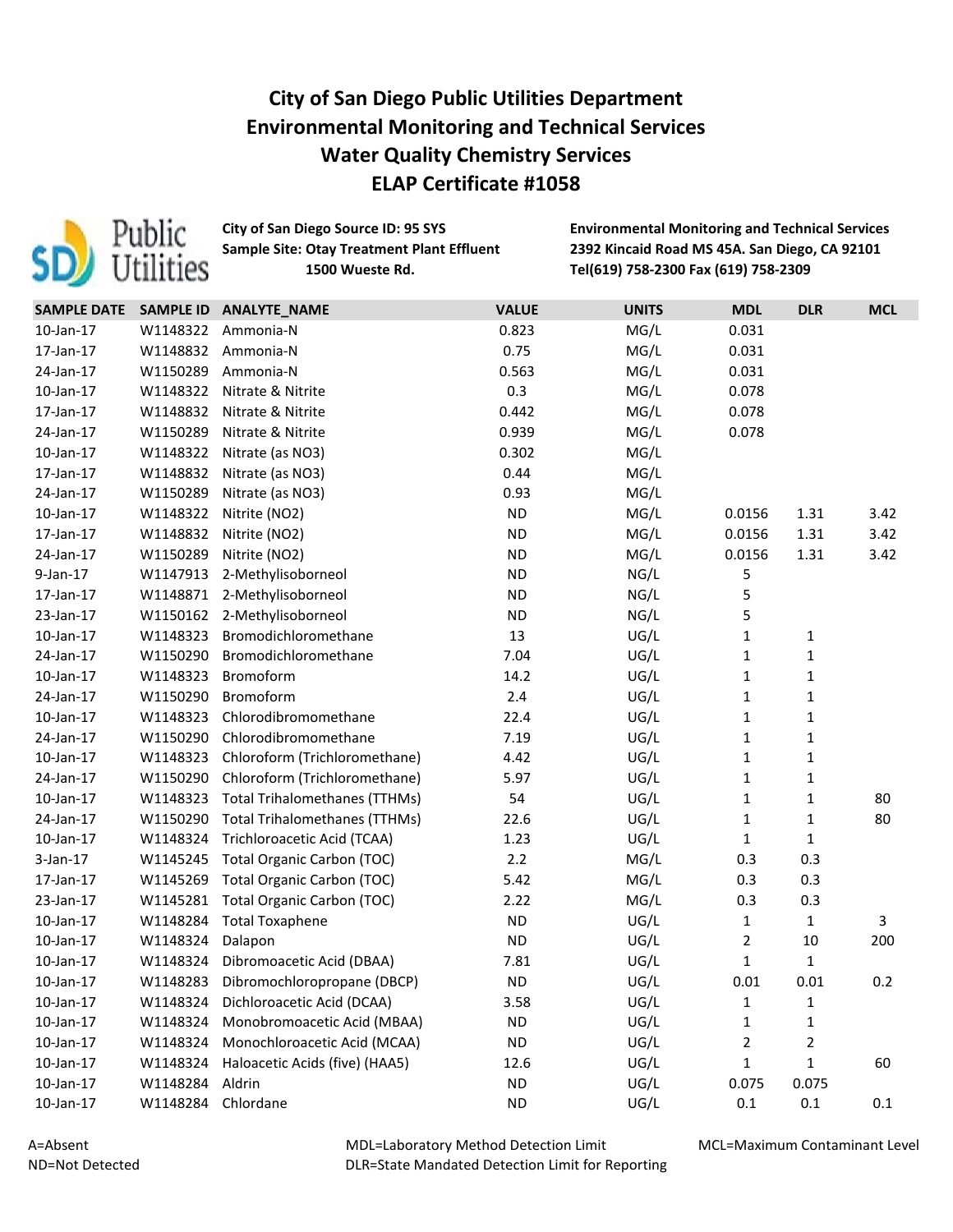# City of San Diego Public Utilities Department
# Environmental Monitoring and Technical Services
# Water Quality Chemistry Services
# ELAP Certificate #1058

**City of San Diego Source ID: 95 SYS**
**Sample Site: Otay Treatment Plant Effluent**
**1500 Wueste Rd.**

**Environmental Monitoring and Technical Services**
**2392 Kincaid Road MS 45A. San Diego, CA 92101**
**Tel(619) 758-2300 Fax (619) 758-2309**

| SAMPLE DATE | SAMPLE ID | ANALYTE_NAME | VALUE | UNITS | MDL | DLR | MCL |
|---|---|---|---|---|---|---|---|
| 10-Jan-17 | W1148322 | Ammonia-N | 0.823 | MG/L | 0.031 | | |
| 17-Jan-17 | W1148832 | Ammonia-N | 0.75 | MG/L | 0.031 | | |
| 24-Jan-17 | W1150289 | Ammonia-N | 0.563 | MG/L | 0.031 | | |
| 10-Jan-17 | W1148322 | Nitrate & Nitrite | 0.3 | MG/L | 0.078 | | |
| 17-Jan-17 | W1148832 | Nitrate & Nitrite | 0.442 | MG/L | 0.078 | | |
| 24-Jan-17 | W1150289 | Nitrate & Nitrite | 0.939 | MG/L | 0.078 | | |
| 10-Jan-17 | W1148322 | Nitrate (as NO3) | 0.302 | MG/L | | | |
| 17-Jan-17 | W1148832 | Nitrate (as NO3) | 0.44 | MG/L | | | |
| 24-Jan-17 | W1150289 | Nitrate (as NO3) | 0.93 | MG/L | | | |
| 10-Jan-17 | W1148322 | Nitrite (NO2) | ND | MG/L | 0.0156 | 1.31 | 3.42 |
| 17-Jan-17 | W1148832 | Nitrite (NO2) | ND | MG/L | 0.0156 | 1.31 | 3.42 |
| 24-Jan-17 | W1150289 | Nitrite (NO2) | ND | MG/L | 0.0156 | 1.31 | 3.42 |
| 9-Jan-17 | W1147913 | 2-Methylisoborneol | ND | NG/L | 5 | | |
| 17-Jan-17 | W1148871 | 2-Methylisoborneol | ND | NG/L | 5 | | |
| 23-Jan-17 | W1150162 | 2-Methylisoborneol | ND | NG/L | 5 | | |
| 10-Jan-17 | W1148323 | Bromodichloromethane | 13 | UG/L | 1 | 1 | |
| 24-Jan-17 | W1150290 | Bromodichloromethane | 7.04 | UG/L | 1 | 1 | |
| 10-Jan-17 | W1148323 | Bromoform | 14.2 | UG/L | 1 | 1 | |
| 24-Jan-17 | W1150290 | Bromoform | 2.4 | UG/L | 1 | 1 | |
| 10-Jan-17 | W1148323 | Chlorodibromomethane | 22.4 | UG/L | 1 | 1 | |
| 24-Jan-17 | W1150290 | Chlorodibromomethane | 7.19 | UG/L | 1 | 1 | |
| 10-Jan-17 | W1148323 | Chloroform (Trichloromethane) | 4.42 | UG/L | 1 | 1 | |
| 24-Jan-17 | W1150290 | Chloroform (Trichloromethane) | 5.97 | UG/L | 1 | 1 | |
| 10-Jan-17 | W1148323 | Total Trihalomethanes (TTHMs) | 54 | UG/L | 1 | 1 | 80 |
| 24-Jan-17 | W1150290 | Total Trihalomethanes (TTHMs) | 22.6 | UG/L | 1 | 1 | 80 |
| 10-Jan-17 | W1148324 | Trichloroacetic Acid (TCAA) | 1.23 | UG/L | 1 | 1 | |
| 3-Jan-17 | W1145245 | Total Organic Carbon (TOC) | 2.2 | MG/L | 0.3 | 0.3 | |
| 17-Jan-17 | W1145269 | Total Organic Carbon (TOC) | 5.42 | MG/L | 0.3 | 0.3 | |
| 23-Jan-17 | W1145281 | Total Organic Carbon (TOC) | 2.22 | MG/L | 0.3 | 0.3 | |
| 10-Jan-17 | W1148284 | Total Toxaphene | ND | UG/L | 1 | 1 | 3 |
| 10-Jan-17 | W1148324 | Dalapon | ND | UG/L | 2 | 10 | 200 |
| 10-Jan-17 | W1148324 | Dibromoacetic Acid (DBAA) | 7.81 | UG/L | 1 | 1 | |
| 10-Jan-17 | W1148283 | Dibromochloropropane (DBCP) | ND | UG/L | 0.01 | 0.01 | 0.2 |
| 10-Jan-17 | W1148324 | Dichloroacetic Acid (DCAA) | 3.58 | UG/L | 1 | 1 | |
| 10-Jan-17 | W1148324 | Monobromoacetic Acid (MBAA) | ND | UG/L | 1 | 1 | |
| 10-Jan-17 | W1148324 | Monochloroacetic Acid (MCAA) | ND | UG/L | 2 | 2 | |
| 10-Jan-17 | W1148324 | Haloacetic Acids (five) (HAA5) | 12.6 | UG/L | 1 | 1 | 60 |
| 10-Jan-17 | W1148284 | Aldrin | ND | UG/L | 0.075 | 0.075 | |
| 10-Jan-17 | W1148284 | Chlordane | ND | UG/L | 0.1 | 0.1 | 0.1 |

A=Absent
ND=Not Detected

MDL=Laboratory Method Detection Limit
DLR=State Mandated Detection Limit for Reporting

MCL=Maximum Contaminant Level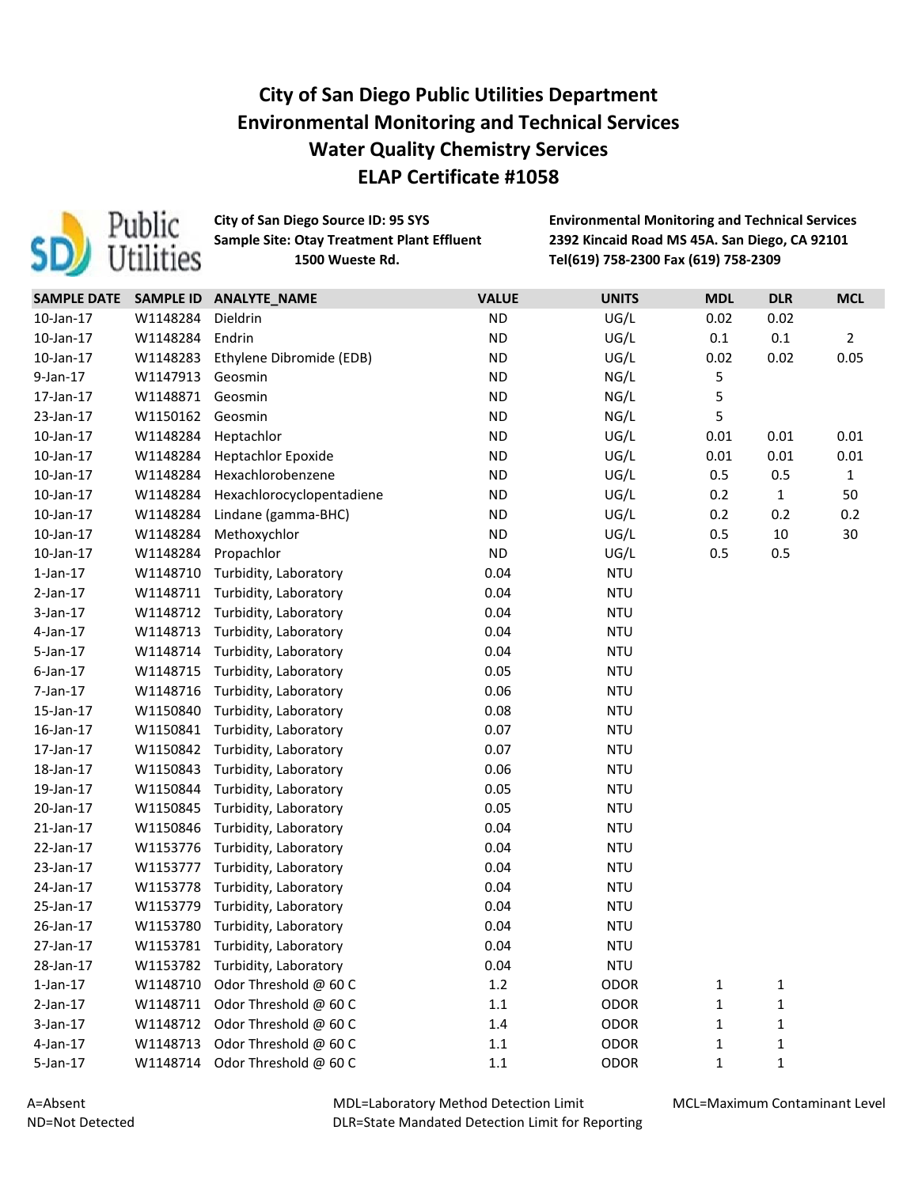# City of San Diego Public Utilities Department
# Environmental Monitoring and Technical Services
# Water Quality Chemistry Services
# ELAP Certificate #1058

**City of San Diego Source ID: 95 SYS**
**Sample Site: Otay Treatment Plant Effluent**
**1500 Wueste Rd.**

**Environmental Monitoring and Technical Services**
**2392 Kincaid Road MS 45A. San Diego, CA 92101**
**Tel(619) 758-2300 Fax (619) 758-2309**

| SAMPLE DATE | SAMPLE ID | ANALYTE_NAME | VALUE | UNITS | MDL | DLR | MCL |
|---|---|---|---|---|---|---|---|
| 10-Jan-17 | W1148284 | Dieldrin | ND | UG/L | 0.02 | 0.02 | |
| 10-Jan-17 | W1148284 | Endrin | ND | UG/L | 0.1 | 0.1 | 2 |
| 10-Jan-17 | W1148283 | Ethylene Dibromide (EDB) | ND | UG/L | 0.02 | 0.02 | 0.05 |
| 9-Jan-17 | W1147913 | Geosmin | ND | NG/L | 5 | | |
| 17-Jan-17 | W1148871 | Geosmin | ND | NG/L | 5 | | |
| 23-Jan-17 | W1150162 | Geosmin | ND | NG/L | 5 | | |
| 10-Jan-17 | W1148284 | Heptachlor | ND | UG/L | 0.01 | 0.01 | 0.01 |
| 10-Jan-17 | W1148284 | Heptachlor Epoxide | ND | UG/L | 0.01 | 0.01 | 0.01 |
| 10-Jan-17 | W1148284 | Hexachlorobenzene | ND | UG/L | 0.5 | 0.5 | 1 |
| 10-Jan-17 | W1148284 | Hexachlorocyclopentadiene | ND | UG/L | 0.2 | 1 | 50 |
| 10-Jan-17 | W1148284 | Lindane (gamma-BHC) | ND | UG/L | 0.2 | 0.2 | 0.2 |
| 10-Jan-17 | W1148284 | Methoxychlor | ND | UG/L | 0.5 | 10 | 30 |
| 10-Jan-17 | W1148284 | Propachlor | ND | UG/L | 0.5 | 0.5 | |
| 1-Jan-17 | W1148710 | Turbidity, Laboratory | 0.04 | NTU | | | |
| 2-Jan-17 | W1148711 | Turbidity, Laboratory | 0.04 | NTU | | | |
| 3-Jan-17 | W1148712 | Turbidity, Laboratory | 0.04 | NTU | | | |
| 4-Jan-17 | W1148713 | Turbidity, Laboratory | 0.04 | NTU | | | |
| 5-Jan-17 | W1148714 | Turbidity, Laboratory | 0.04 | NTU | | | |
| 6-Jan-17 | W1148715 | Turbidity, Laboratory | 0.05 | NTU | | | |
| 7-Jan-17 | W1148716 | Turbidity, Laboratory | 0.06 | NTU | | | |
| 15-Jan-17 | W1150840 | Turbidity, Laboratory | 0.08 | NTU | | | |
| 16-Jan-17 | W1150841 | Turbidity, Laboratory | 0.07 | NTU | | | |
| 17-Jan-17 | W1150842 | Turbidity, Laboratory | 0.07 | NTU | | | |
| 18-Jan-17 | W1150843 | Turbidity, Laboratory | 0.06 | NTU | | | |
| 19-Jan-17 | W1150844 | Turbidity, Laboratory | 0.05 | NTU | | | |
| 20-Jan-17 | W1150845 | Turbidity, Laboratory | 0.05 | NTU | | | |
| 21-Jan-17 | W1150846 | Turbidity, Laboratory | 0.04 | NTU | | | |
| 22-Jan-17 | W1153776 | Turbidity, Laboratory | 0.04 | NTU | | | |
| 23-Jan-17 | W1153777 | Turbidity, Laboratory | 0.04 | NTU | | | |
| 24-Jan-17 | W1153778 | Turbidity, Laboratory | 0.04 | NTU | | | |
| 25-Jan-17 | W1153779 | Turbidity, Laboratory | 0.04 | NTU | | | |
| 26-Jan-17 | W1153780 | Turbidity, Laboratory | 0.04 | NTU | | | |
| 27-Jan-17 | W1153781 | Turbidity, Laboratory | 0.04 | NTU | | | |
| 28-Jan-17 | W1153782 | Turbidity, Laboratory | 0.04 | NTU | | | |
| 1-Jan-17 | W1148710 | Odor Threshold @ 60 C | 1.2 | ODOR | 1 | 1 | |
| 2-Jan-17 | W1148711 | Odor Threshold @ 60 C | 1.1 | ODOR | 1 | 1 | |
| 3-Jan-17 | W1148712 | Odor Threshold @ 60 C | 1.4 | ODOR | 1 | 1 | |
| 4-Jan-17 | W1148713 | Odor Threshold @ 60 C | 1.1 | ODOR | 1 | 1 | |
| 5-Jan-17 | W1148714 | Odor Threshold @ 60 C | 1.1 | ODOR | 1 | 1 | |

A=Absent
ND=Not Detected

MDL=Laboratory Method Detection Limit
DLR=State Mandated Detection Limit for Reporting

MCL=Maximum Contaminant Level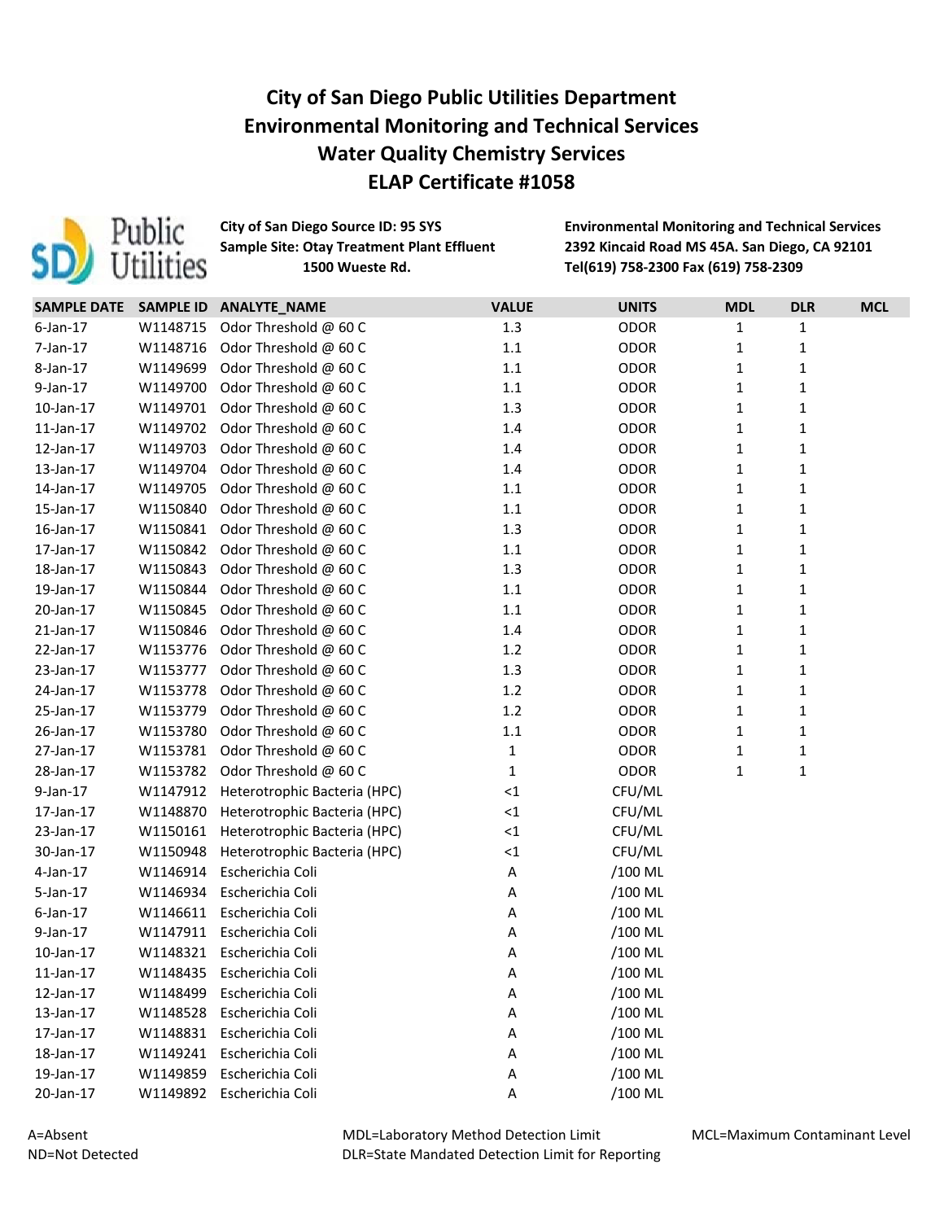# City of San Diego Public Utilities Department
# Environmental Monitoring and Technical Services
# Water Quality Chemistry Services
# ELAP Certificate #1058

**City of San Diego Source ID: 95 SYS**
**Sample Site: Otay Treatment Plant Effluent**
**1500 Wueste Rd.**

**Environmental Monitoring and Technical Services**
**2392 Kincaid Road MS 45A. San Diego, CA 92101**
**Tel(619) 758-2300 Fax (619) 758-2309**

| SAMPLE DATE | SAMPLE ID | ANALYTE_NAME | VALUE | UNITS | MDL | DLR | MCL |
|---|---|---|---|---|---|---|---|
| 6-Jan-17 | W1148715 | Odor Threshold @ 60 C | 1.3 | ODOR | 1 | 1 | |
| 7-Jan-17 | W1148716 | Odor Threshold @ 60 C | 1.1 | ODOR | 1 | 1 | |
| 8-Jan-17 | W1149699 | Odor Threshold @ 60 C | 1.1 | ODOR | 1 | 1 | |
| 9-Jan-17 | W1149700 | Odor Threshold @ 60 C | 1.1 | ODOR | 1 | 1 | |
| 10-Jan-17 | W1149701 | Odor Threshold @ 60 C | 1.3 | ODOR | 1 | 1 | |
| 11-Jan-17 | W1149702 | Odor Threshold @ 60 C | 1.4 | ODOR | 1 | 1 | |
| 12-Jan-17 | W1149703 | Odor Threshold @ 60 C | 1.4 | ODOR | 1 | 1 | |
| 13-Jan-17 | W1149704 | Odor Threshold @ 60 C | 1.4 | ODOR | 1 | 1 | |
| 14-Jan-17 | W1149705 | Odor Threshold @ 60 C | 1.1 | ODOR | 1 | 1 | |
| 15-Jan-17 | W1150840 | Odor Threshold @ 60 C | 1.1 | ODOR | 1 | 1 | |
| 16-Jan-17 | W1150841 | Odor Threshold @ 60 C | 1.3 | ODOR | 1 | 1 | |
| 17-Jan-17 | W1150842 | Odor Threshold @ 60 C | 1.1 | ODOR | 1 | 1 | |
| 18-Jan-17 | W1150843 | Odor Threshold @ 60 C | 1.3 | ODOR | 1 | 1 | |
| 19-Jan-17 | W1150844 | Odor Threshold @ 60 C | 1.1 | ODOR | 1 | 1 | |
| 20-Jan-17 | W1150845 | Odor Threshold @ 60 C | 1.1 | ODOR | 1 | 1 | |
| 21-Jan-17 | W1150846 | Odor Threshold @ 60 C | 1.4 | ODOR | 1 | 1 | |
| 22-Jan-17 | W1153776 | Odor Threshold @ 60 C | 1.2 | ODOR | 1 | 1 | |
| 23-Jan-17 | W1153777 | Odor Threshold @ 60 C | 1.3 | ODOR | 1 | 1 | |
| 24-Jan-17 | W1153778 | Odor Threshold @ 60 C | 1.2 | ODOR | 1 | 1 | |
| 25-Jan-17 | W1153779 | Odor Threshold @ 60 C | 1.2 | ODOR | 1 | 1 | |
| 26-Jan-17 | W1153780 | Odor Threshold @ 60 C | 1.1 | ODOR | 1 | 1 | |
| 27-Jan-17 | W1153781 | Odor Threshold @ 60 C | 1 | ODOR | 1 | 1 | |
| 28-Jan-17 | W1153782 | Odor Threshold @ 60 C | 1 | ODOR | 1 | 1 | |
| 9-Jan-17 | W1147912 | Heterotrophic Bacteria (HPC) | <1 | CFU/ML | | | |
| 17-Jan-17 | W1148870 | Heterotrophic Bacteria (HPC) | <1 | CFU/ML | | | |
| 23-Jan-17 | W1150161 | Heterotrophic Bacteria (HPC) | <1 | CFU/ML | | | |
| 30-Jan-17 | W1150948 | Heterotrophic Bacteria (HPC) | <1 | CFU/ML | | | |
| 4-Jan-17 | W1146914 | Escherichia Coli | A | /100 ML | | | |
| 5-Jan-17 | W1146934 | Escherichia Coli | A | /100 ML | | | |
| 6-Jan-17 | W1146611 | Escherichia Coli | A | /100 ML | | | |
| 9-Jan-17 | W1147911 | Escherichia Coli | A | /100 ML | | | |
| 10-Jan-17 | W1148321 | Escherichia Coli | A | /100 ML | | | |
| 11-Jan-17 | W1148435 | Escherichia Coli | A | /100 ML | | | |
| 12-Jan-17 | W1148499 | Escherichia Coli | A | /100 ML | | | |
| 13-Jan-17 | W1148528 | Escherichia Coli | A | /100 ML | | | |
| 17-Jan-17 | W1148831 | Escherichia Coli | A | /100 ML | | | |
| 18-Jan-17 | W1149241 | Escherichia Coli | A | /100 ML | | | |
| 19-Jan-17 | W1149859 | Escherichia Coli | A | /100 ML | | | |
| 20-Jan-17 | W1149892 | Escherichia Coli | A | /100 ML | | | |

A=Absent
ND=Not Detected

MDL=Laboratory Method Detection Limit
DLR=State Mandated Detection Limit for Reporting

MCL=Maximum Contaminant Level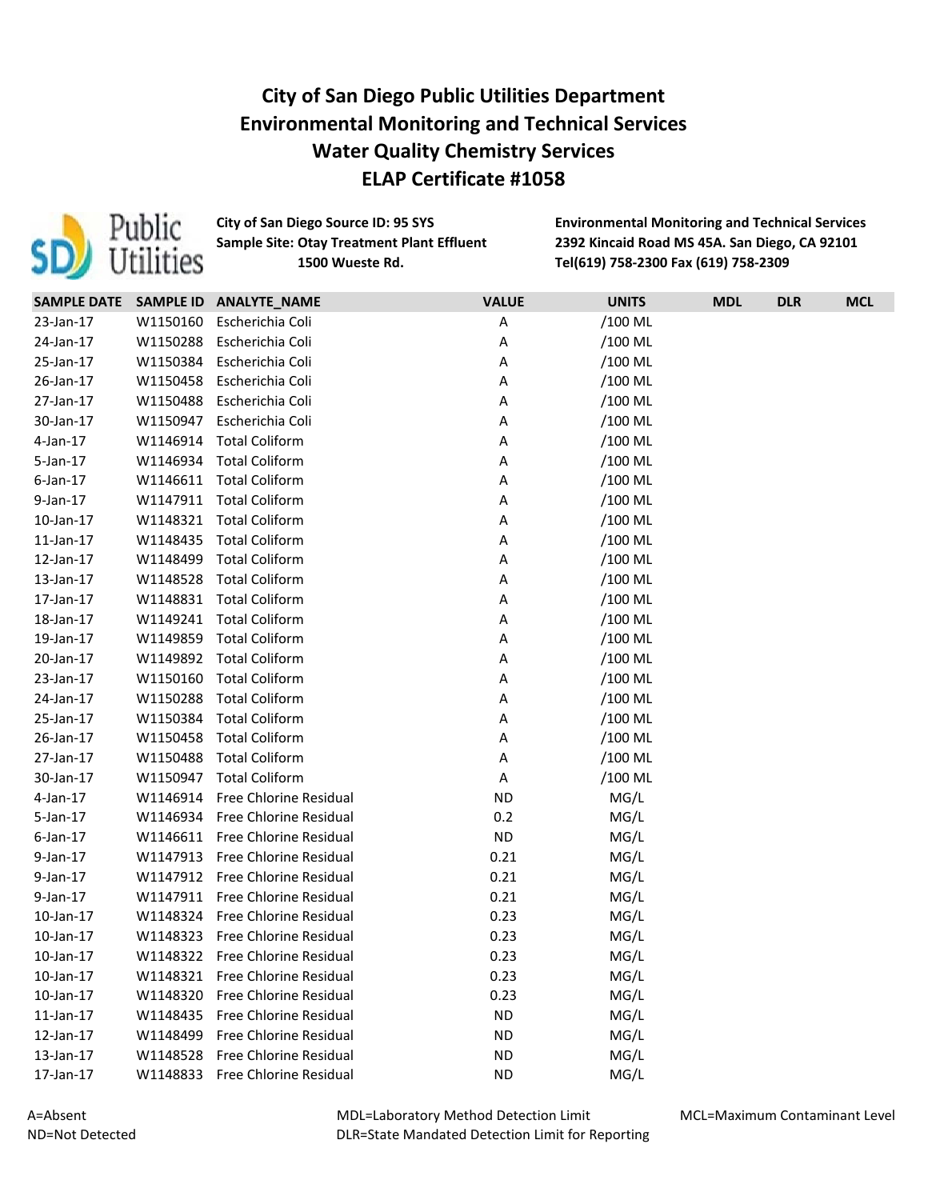# City of San Diego Public Utilities Department
# Environmental Monitoring and Technical Services
# Water Quality Chemistry Services
# ELAP Certificate #1058

**City of San Diego Source ID: 95 SYS**
**Sample Site: Otay Treatment Plant Effluent**
**1500 Wueste Rd.**

**Environmental Monitoring and Technical Services**
**2392 Kincaid Road MS 45A. San Diego, CA 92101**
**Tel(619) 758-2300 Fax (619) 758-2309**

| SAMPLE DATE | SAMPLE ID | ANALYTE_NAME | VALUE | UNITS | MDL | DLR | MCL |
|---|---|---|---|---|---|---|---|
| 23-Jan-17 | W1150160 | Escherichia Coli | A | /100 ML | | | |
| 24-Jan-17 | W1150288 | Escherichia Coli | A | /100 ML | | | |
| 25-Jan-17 | W1150384 | Escherichia Coli | A | /100 ML | | | |
| 26-Jan-17 | W1150458 | Escherichia Coli | A | /100 ML | | | |
| 27-Jan-17 | W1150488 | Escherichia Coli | A | /100 ML | | | |
| 30-Jan-17 | W1150947 | Escherichia Coli | A | /100 ML | | | |
| 4-Jan-17 | W1146914 | Total Coliform | A | /100 ML | | | |
| 5-Jan-17 | W1146934 | Total Coliform | A | /100 ML | | | |
| 6-Jan-17 | W1146611 | Total Coliform | A | /100 ML | | | |
| 9-Jan-17 | W1147911 | Total Coliform | A | /100 ML | | | |
| 10-Jan-17 | W1148321 | Total Coliform | A | /100 ML | | | |
| 11-Jan-17 | W1148435 | Total Coliform | A | /100 ML | | | |
| 12-Jan-17 | W1148499 | Total Coliform | A | /100 ML | | | |
| 13-Jan-17 | W1148528 | Total Coliform | A | /100 ML | | | |
| 17-Jan-17 | W1148831 | Total Coliform | A | /100 ML | | | |
| 18-Jan-17 | W1149241 | Total Coliform | A | /100 ML | | | |
| 19-Jan-17 | W1149859 | Total Coliform | A | /100 ML | | | |
| 20-Jan-17 | W1149892 | Total Coliform | A | /100 ML | | | |
| 23-Jan-17 | W1150160 | Total Coliform | A | /100 ML | | | |
| 24-Jan-17 | W1150288 | Total Coliform | A | /100 ML | | | |
| 25-Jan-17 | W1150384 | Total Coliform | A | /100 ML | | | |
| 26-Jan-17 | W1150458 | Total Coliform | A | /100 ML | | | |
| 27-Jan-17 | W1150488 | Total Coliform | A | /100 ML | | | |
| 30-Jan-17 | W1150947 | Total Coliform | A | /100 ML | | | |
| 4-Jan-17 | W1146914 | Free Chlorine Residual | ND | MG/L | | | |
| 5-Jan-17 | W1146934 | Free Chlorine Residual | 0.2 | MG/L | | | |
| 6-Jan-17 | W1146611 | Free Chlorine Residual | ND | MG/L | | | |
| 9-Jan-17 | W1147913 | Free Chlorine Residual | 0.21 | MG/L | | | |
| 9-Jan-17 | W1147912 | Free Chlorine Residual | 0.21 | MG/L | | | |
| 9-Jan-17 | W1147911 | Free Chlorine Residual | 0.21 | MG/L | | | |
| 10-Jan-17 | W1148324 | Free Chlorine Residual | 0.23 | MG/L | | | |
| 10-Jan-17 | W1148323 | Free Chlorine Residual | 0.23 | MG/L | | | |
| 10-Jan-17 | W1148322 | Free Chlorine Residual | 0.23 | MG/L | | | |
| 10-Jan-17 | W1148321 | Free Chlorine Residual | 0.23 | MG/L | | | |
| 10-Jan-17 | W1148320 | Free Chlorine Residual | 0.23 | MG/L | | | |
| 11-Jan-17 | W1148435 | Free Chlorine Residual | ND | MG/L | | | |
| 12-Jan-17 | W1148499 | Free Chlorine Residual | ND | MG/L | | | |
| 13-Jan-17 | W1148528 | Free Chlorine Residual | ND | MG/L | | | |
| 17-Jan-17 | W1148833 | Free Chlorine Residual | ND | MG/L | | | |

A=Absent
ND=Not Detected

MDL=Laboratory Method Detection Limit
DLR=State Mandated Detection Limit for Reporting

MCL=Maximum Contaminant Level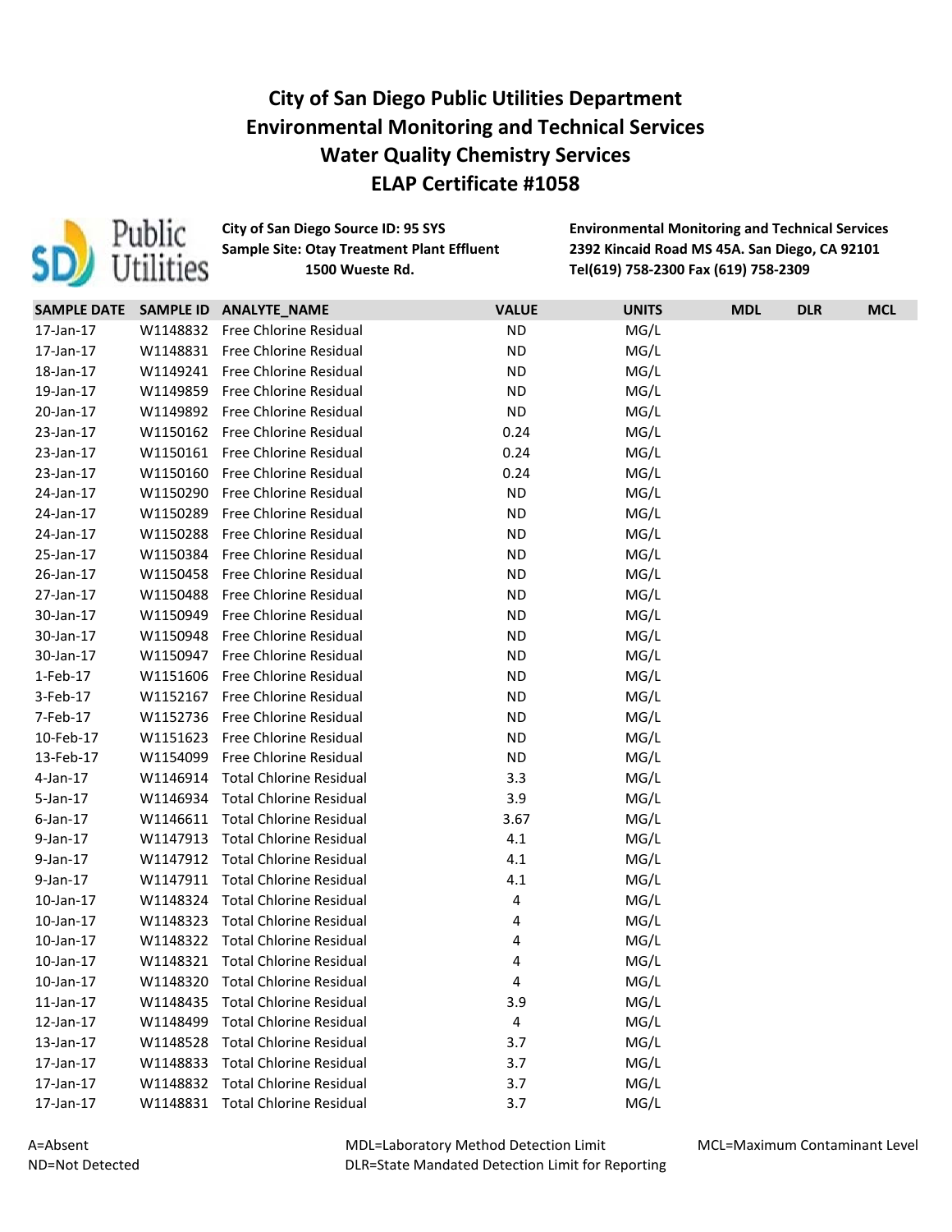# City of San Diego Public Utilities Department
# Environmental Monitoring and Technical Services
# Water Quality Chemistry Services
# ELAP Certificate #1058

**City of San Diego Source ID: 95 SYS**
**Sample Site: Otay Treatment Plant Effluent**
**1500 Wueste Rd.**

**Environmental Monitoring and Technical Services**
**2392 Kincaid Road MS 45A. San Diego, CA 92101**
**Tel(619) 758-2300 Fax (619) 758-2309**

| SAMPLE DATE | SAMPLE ID | ANALYTE_NAME | VALUE | UNITS | MDL | DLR | MCL |
|---|---|---|---|---|---|---|---|
| 17-Jan-17 | W1148832 | Free Chlorine Residual | ND | MG/L | | | |
| 17-Jan-17 | W1148831 | Free Chlorine Residual | ND | MG/L | | | |
| 18-Jan-17 | W1149241 | Free Chlorine Residual | ND | MG/L | | | |
| 19-Jan-17 | W1149859 | Free Chlorine Residual | ND | MG/L | | | |
| 20-Jan-17 | W1149892 | Free Chlorine Residual | ND | MG/L | | | |
| 23-Jan-17 | W1150162 | Free Chlorine Residual | 0.24 | MG/L | | | |
| 23-Jan-17 | W1150161 | Free Chlorine Residual | 0.24 | MG/L | | | |
| 23-Jan-17 | W1150160 | Free Chlorine Residual | 0.24 | MG/L | | | |
| 24-Jan-17 | W1150290 | Free Chlorine Residual | ND | MG/L | | | |
| 24-Jan-17 | W1150289 | Free Chlorine Residual | ND | MG/L | | | |
| 24-Jan-17 | W1150288 | Free Chlorine Residual | ND | MG/L | | | |
| 25-Jan-17 | W1150384 | Free Chlorine Residual | ND | MG/L | | | |
| 26-Jan-17 | W1150458 | Free Chlorine Residual | ND | MG/L | | | |
| 27-Jan-17 | W1150488 | Free Chlorine Residual | ND | MG/L | | | |
| 30-Jan-17 | W1150949 | Free Chlorine Residual | ND | MG/L | | | |
| 30-Jan-17 | W1150948 | Free Chlorine Residual | ND | MG/L | | | |
| 30-Jan-17 | W1150947 | Free Chlorine Residual | ND | MG/L | | | |
| 1-Feb-17 | W1151606 | Free Chlorine Residual | ND | MG/L | | | |
| 3-Feb-17 | W1152167 | Free Chlorine Residual | ND | MG/L | | | |
| 7-Feb-17 | W1152736 | Free Chlorine Residual | ND | MG/L | | | |
| 10-Feb-17 | W1151623 | Free Chlorine Residual | ND | MG/L | | | |
| 13-Feb-17 | W1154099 | Free Chlorine Residual | ND | MG/L | | | |
| 4-Jan-17 | W1146914 | Total Chlorine Residual | 3.3 | MG/L | | | |
| 5-Jan-17 | W1146934 | Total Chlorine Residual | 3.9 | MG/L | | | |
| 6-Jan-17 | W1146611 | Total Chlorine Residual | 3.67 | MG/L | | | |
| 9-Jan-17 | W1147913 | Total Chlorine Residual | 4.1 | MG/L | | | |
| 9-Jan-17 | W1147912 | Total Chlorine Residual | 4.1 | MG/L | | | |
| 9-Jan-17 | W1147911 | Total Chlorine Residual | 4.1 | MG/L | | | |
| 10-Jan-17 | W1148324 | Total Chlorine Residual | 4 | MG/L | | | |
| 10-Jan-17 | W1148323 | Total Chlorine Residual | 4 | MG/L | | | |
| 10-Jan-17 | W1148322 | Total Chlorine Residual | 4 | MG/L | | | |
| 10-Jan-17 | W1148321 | Total Chlorine Residual | 4 | MG/L | | | |
| 10-Jan-17 | W1148320 | Total Chlorine Residual | 4 | MG/L | | | |
| 11-Jan-17 | W1148435 | Total Chlorine Residual | 3.9 | MG/L | | | |
| 12-Jan-17 | W1148499 | Total Chlorine Residual | 4 | MG/L | | | |
| 13-Jan-17 | W1148528 | Total Chlorine Residual | 3.7 | MG/L | | | |
| 17-Jan-17 | W1148833 | Total Chlorine Residual | 3.7 | MG/L | | | |
| 17-Jan-17 | W1148832 | Total Chlorine Residual | 3.7 | MG/L | | | |
| 17-Jan-17 | W1148831 | Total Chlorine Residual | 3.7 | MG/L | | | |

A=Absent
ND=Not Detected

MDL=Laboratory Method Detection Limit
DLR=State Mandated Detection Limit for Reporting

MCL=Maximum Contaminant Level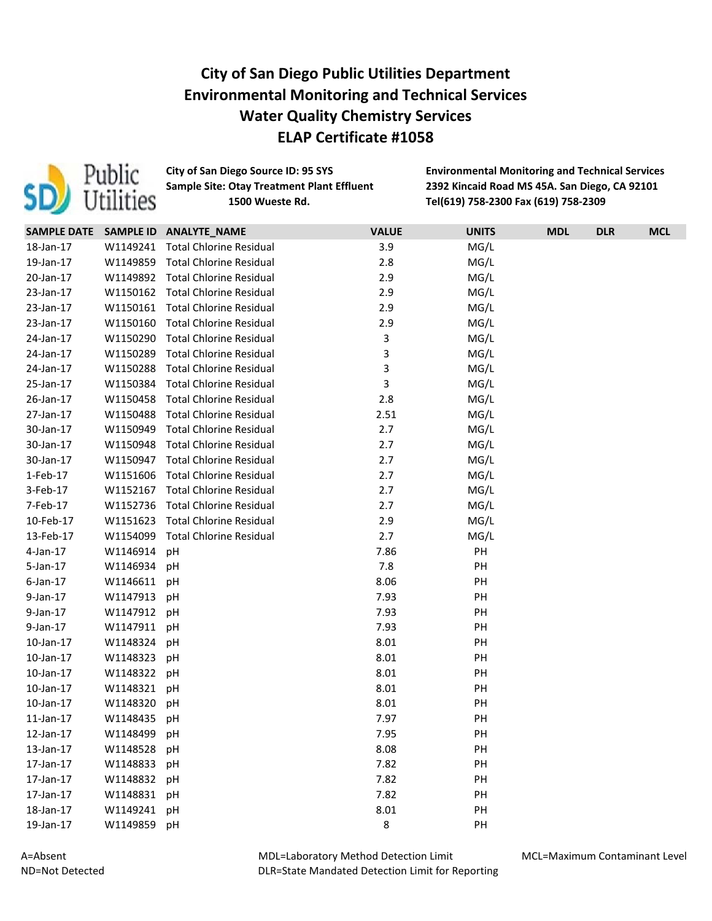# City of San Diego Public Utilities Department
# Environmental Monitoring and Technical Services
# Water Quality Chemistry Services
# ELAP Certificate #1058

**City of San Diego Source ID: 95 SYS**
**Sample Site: Otay Treatment Plant Effluent**
**1500 Wueste Rd.**

**Environmental Monitoring and Technical Services**
**2392 Kincaid Road MS 45A. San Diego, CA 92101**
**Tel(619) 758-2300 Fax (619) 758-2309**

| SAMPLE DATE | SAMPLE ID | ANALYTE_NAME | VALUE | UNITS | MDL | DLR | MCL |
|---|---|---|---|---|---|---|---|
| 18-Jan-17 | W1149241 | Total Chlorine Residual | 3.9 | MG/L | | | |
| 19-Jan-17 | W1149859 | Total Chlorine Residual | 2.8 | MG/L | | | |
| 20-Jan-17 | W1149892 | Total Chlorine Residual | 2.9 | MG/L | | | |
| 23-Jan-17 | W1150162 | Total Chlorine Residual | 2.9 | MG/L | | | |
| 23-Jan-17 | W1150161 | Total Chlorine Residual | 2.9 | MG/L | | | |
| 23-Jan-17 | W1150160 | Total Chlorine Residual | 2.9 | MG/L | | | |
| 24-Jan-17 | W1150290 | Total Chlorine Residual | 3 | MG/L | | | |
| 24-Jan-17 | W1150289 | Total Chlorine Residual | 3 | MG/L | | | |
| 24-Jan-17 | W1150288 | Total Chlorine Residual | 3 | MG/L | | | |
| 25-Jan-17 | W1150384 | Total Chlorine Residual | 3 | MG/L | | | |
| 26-Jan-17 | W1150458 | Total Chlorine Residual | 2.8 | MG/L | | | |
| 27-Jan-17 | W1150488 | Total Chlorine Residual | 2.51 | MG/L | | | |
| 30-Jan-17 | W1150949 | Total Chlorine Residual | 2.7 | MG/L | | | |
| 30-Jan-17 | W1150948 | Total Chlorine Residual | 2.7 | MG/L | | | |
| 30-Jan-17 | W1150947 | Total Chlorine Residual | 2.7 | MG/L | | | |
| 1-Feb-17 | W1151606 | Total Chlorine Residual | 2.7 | MG/L | | | |
| 3-Feb-17 | W1152167 | Total Chlorine Residual | 2.7 | MG/L | | | |
| 7-Feb-17 | W1152736 | Total Chlorine Residual | 2.7 | MG/L | | | |
| 10-Feb-17 | W1151623 | Total Chlorine Residual | 2.9 | MG/L | | | |
| 13-Feb-17 | W1154099 | Total Chlorine Residual | 2.7 | MG/L | | | |
| 4-Jan-17 | W1146914 | pH | 7.86 | PH | | | |
| 5-Jan-17 | W1146934 | pH | 7.8 | PH | | | |
| 6-Jan-17 | W1146611 | pH | 8.06 | PH | | | |
| 9-Jan-17 | W1147913 | pH | 7.93 | PH | | | |
| 9-Jan-17 | W1147912 | pH | 7.93 | PH | | | |
| 9-Jan-17 | W1147911 | pH | 7.93 | PH | | | |
| 10-Jan-17 | W1148324 | pH | 8.01 | PH | | | |
| 10-Jan-17 | W1148323 | pH | 8.01 | PH | | | |
| 10-Jan-17 | W1148322 | pH | 8.01 | PH | | | |
| 10-Jan-17 | W1148321 | pH | 8.01 | PH | | | |
| 10-Jan-17 | W1148320 | pH | 8.01 | PH | | | |
| 11-Jan-17 | W1148435 | pH | 7.97 | PH | | | |
| 12-Jan-17 | W1148499 | pH | 7.95 | PH | | | |
| 13-Jan-17 | W1148528 | pH | 8.08 | PH | | | |
| 17-Jan-17 | W1148833 | pH | 7.82 | PH | | | |
| 17-Jan-17 | W1148832 | pH | 7.82 | PH | | | |
| 17-Jan-17 | W1148831 | pH | 7.82 | PH | | | |
| 18-Jan-17 | W1149241 | pH | 8.01 | PH | | | |
| 19-Jan-17 | W1149859 | pH | 8 | PH | | | |

A=Absent
ND=Not Detected

MDL=Laboratory Method Detection Limit
DLR=State Mandated Detection Limit for Reporting

MCL=Maximum Contaminant Level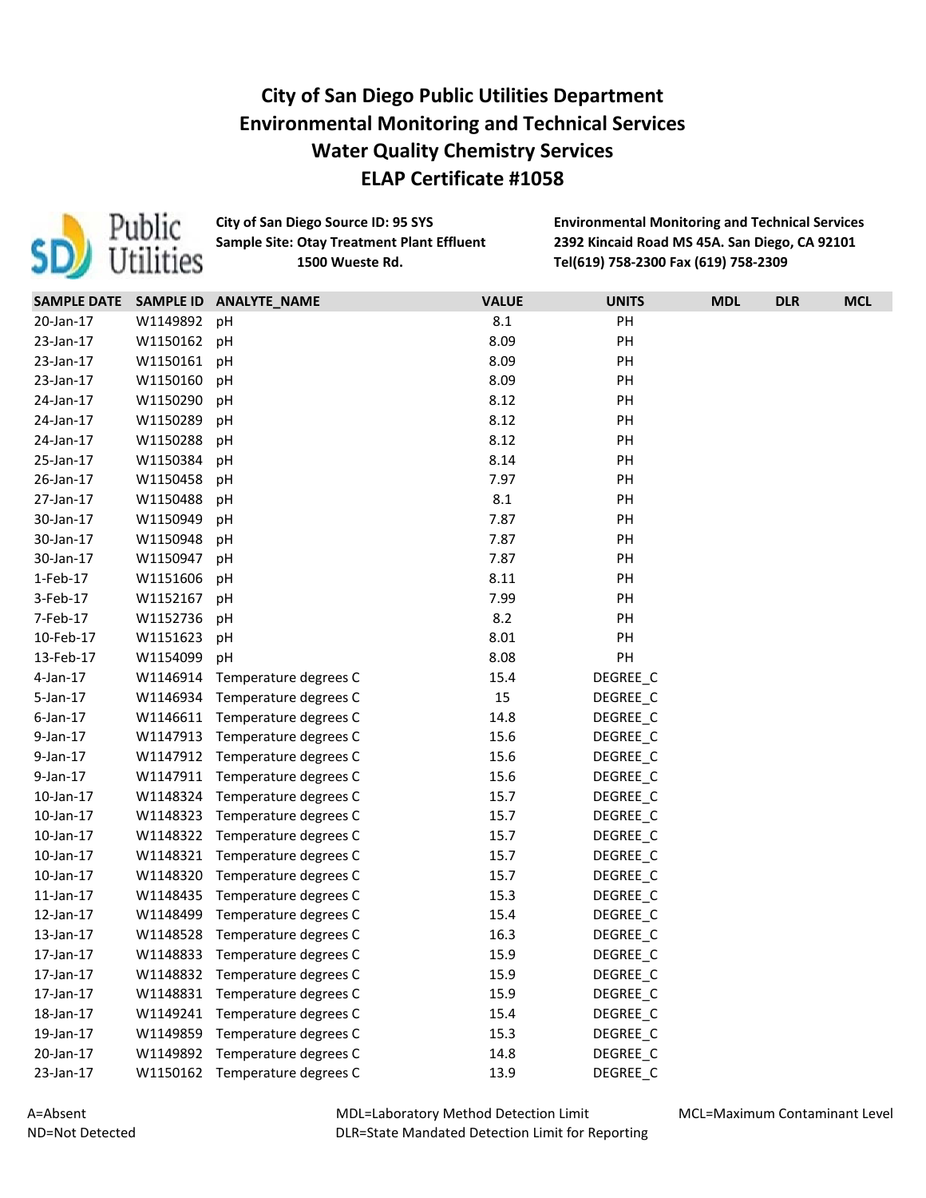# City of San Diego Public Utilities Department
# Environmental Monitoring and Technical Services
# Water Quality Chemistry Services
# ELAP Certificate #1058

**City of San Diego Source ID: 95 SYS**
**Sample Site: Otay Treatment Plant Effluent**
**1500 Wueste Rd.**

**Environmental Monitoring and Technical Services**
**2392 Kincaid Road MS 45A. San Diego, CA 92101**
**Tel(619) 758-2300 Fax (619) 758-2309**

| SAMPLE DATE | SAMPLE ID | ANALYTE_NAME | VALUE | UNITS | MDL | DLR | MCL |
|---|---|---|---|---|---|---|---|
| 20-Jan-17 | W1149892 | pH | 8.1 | PH | | | |
| 23-Jan-17 | W1150162 | pH | 8.09 | PH | | | |
| 23-Jan-17 | W1150161 | pH | 8.09 | PH | | | |
| 23-Jan-17 | W1150160 | pH | 8.09 | PH | | | |
| 24-Jan-17 | W1150290 | pH | 8.12 | PH | | | |
| 24-Jan-17 | W1150289 | pH | 8.12 | PH | | | |
| 24-Jan-17 | W1150288 | pH | 8.12 | PH | | | |
| 25-Jan-17 | W1150384 | pH | 8.14 | PH | | | |
| 26-Jan-17 | W1150458 | pH | 7.97 | PH | | | |
| 27-Jan-17 | W1150488 | pH | 8.1 | PH | | | |
| 30-Jan-17 | W1150949 | pH | 7.87 | PH | | | |
| 30-Jan-17 | W1150948 | pH | 7.87 | PH | | | |
| 30-Jan-17 | W1150947 | pH | 7.87 | PH | | | |
| 1-Feb-17 | W1151606 | pH | 8.11 | PH | | | |
| 3-Feb-17 | W1152167 | pH | 7.99 | PH | | | |
| 7-Feb-17 | W1152736 | pH | 8.2 | PH | | | |
| 10-Feb-17 | W1151623 | pH | 8.01 | PH | | | |
| 13-Feb-17 | W1154099 | pH | 8.08 | PH | | | |
| 4-Jan-17 | W1146914 | Temperature degrees C | 15.4 | DEGREE_C | | | |
| 5-Jan-17 | W1146934 | Temperature degrees C | 15 | DEGREE_C | | | |
| 6-Jan-17 | W1146611 | Temperature degrees C | 14.8 | DEGREE_C | | | |
| 9-Jan-17 | W1147913 | Temperature degrees C | 15.6 | DEGREE_C | | | |
| 9-Jan-17 | W1147912 | Temperature degrees C | 15.6 | DEGREE_C | | | |
| 9-Jan-17 | W1147911 | Temperature degrees C | 15.6 | DEGREE_C | | | |
| 10-Jan-17 | W1148324 | Temperature degrees C | 15.7 | DEGREE_C | | | |
| 10-Jan-17 | W1148323 | Temperature degrees C | 15.7 | DEGREE_C | | | |
| 10-Jan-17 | W1148322 | Temperature degrees C | 15.7 | DEGREE_C | | | |
| 10-Jan-17 | W1148321 | Temperature degrees C | 15.7 | DEGREE_C | | | |
| 10-Jan-17 | W1148320 | Temperature degrees C | 15.7 | DEGREE_C | | | |
| 11-Jan-17 | W1148435 | Temperature degrees C | 15.3 | DEGREE_C | | | |
| 12-Jan-17 | W1148499 | Temperature degrees C | 15.4 | DEGREE_C | | | |
| 13-Jan-17 | W1148528 | Temperature degrees C | 16.3 | DEGREE_C | | | |
| 17-Jan-17 | W1148833 | Temperature degrees C | 15.9 | DEGREE_C | | | |
| 17-Jan-17 | W1148832 | Temperature degrees C | 15.9 | DEGREE_C | | | |
| 17-Jan-17 | W1148831 | Temperature degrees C | 15.9 | DEGREE_C | | | |
| 18-Jan-17 | W1149241 | Temperature degrees C | 15.4 | DEGREE_C | | | |
| 19-Jan-17 | W1149859 | Temperature degrees C | 15.3 | DEGREE_C | | | |
| 20-Jan-17 | W1149892 | Temperature degrees C | 14.8 | DEGREE_C | | | |
| 23-Jan-17 | W1150162 | Temperature degrees C | 13.9 | DEGREE_C | | | |

A=Absent
ND=Not Detected

MDL=Laboratory Method Detection Limit
DLR=State Mandated Detection Limit for Reporting

MCL=Maximum Contaminant Level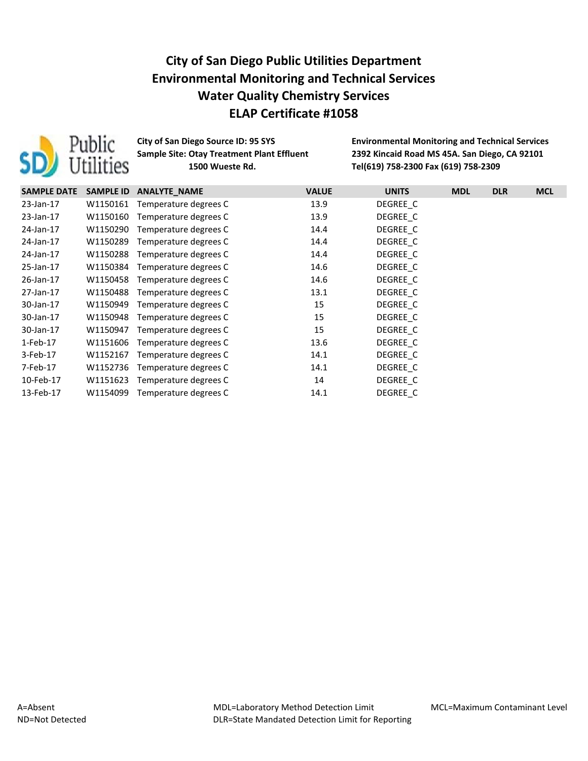# City of San Diego Public Utilities Department
# Environmental Monitoring and Technical Services
# Water Quality Chemistry Services
# ELAP Certificate #1058

**City of San Diego Source ID: 95 SYS**
**Sample Site: Otay Treatment Plant Effluent**
**1500 Wueste Rd.**

**Environmental Monitoring and Technical Services**
**2392 Kincaid Road MS 45A. San Diego, CA 92101**
**Tel(619) 758-2300 Fax (619) 758-2309**

| SAMPLE DATE | SAMPLE ID | ANALYTE_NAME | VALUE | UNITS | MDL | DLR | MCL |
|---|---|---|---|---|---|---|---|
| 23-Jan-17 | W1150161 | Temperature degrees C | 13.9 | DEGREE_C | | | |
| 23-Jan-17 | W1150160 | Temperature degrees C | 13.9 | DEGREE_C | | | |
| 24-Jan-17 | W1150290 | Temperature degrees C | 14.4 | DEGREE_C | | | |
| 24-Jan-17 | W1150289 | Temperature degrees C | 14.4 | DEGREE_C | | | |
| 24-Jan-17 | W1150288 | Temperature degrees C | 14.4 | DEGREE_C | | | |
| 25-Jan-17 | W1150384 | Temperature degrees C | 14.6 | DEGREE_C | | | |
| 26-Jan-17 | W1150458 | Temperature degrees C | 14.6 | DEGREE_C | | | |
| 27-Jan-17 | W1150488 | Temperature degrees C | 13.1 | DEGREE_C | | | |
| 30-Jan-17 | W1150949 | Temperature degrees C | 15 | DEGREE_C | | | |
| 30-Jan-17 | W1150948 | Temperature degrees C | 15 | DEGREE_C | | | |
| 30-Jan-17 | W1150947 | Temperature degrees C | 15 | DEGREE_C | | | |
| 1-Feb-17 | W1151606 | Temperature degrees C | 13.6 | DEGREE_C | | | |
| 3-Feb-17 | W1152167 | Temperature degrees C | 14.1 | DEGREE_C | | | |
| 7-Feb-17 | W1152736 | Temperature degrees C | 14.1 | DEGREE_C | | | |
| 10-Feb-17 | W1151623 | Temperature degrees C | 14 | DEGREE_C | | | |
| 13-Feb-17 | W1154099 | Temperature degrees C | 14.1 | DEGREE_C | | | |

A=Absent
ND=Not Detected

MDL=Laboratory Method Detection Limit
DLR=State Mandated Detection Limit for Reporting

MCL=Maximum Contaminant Level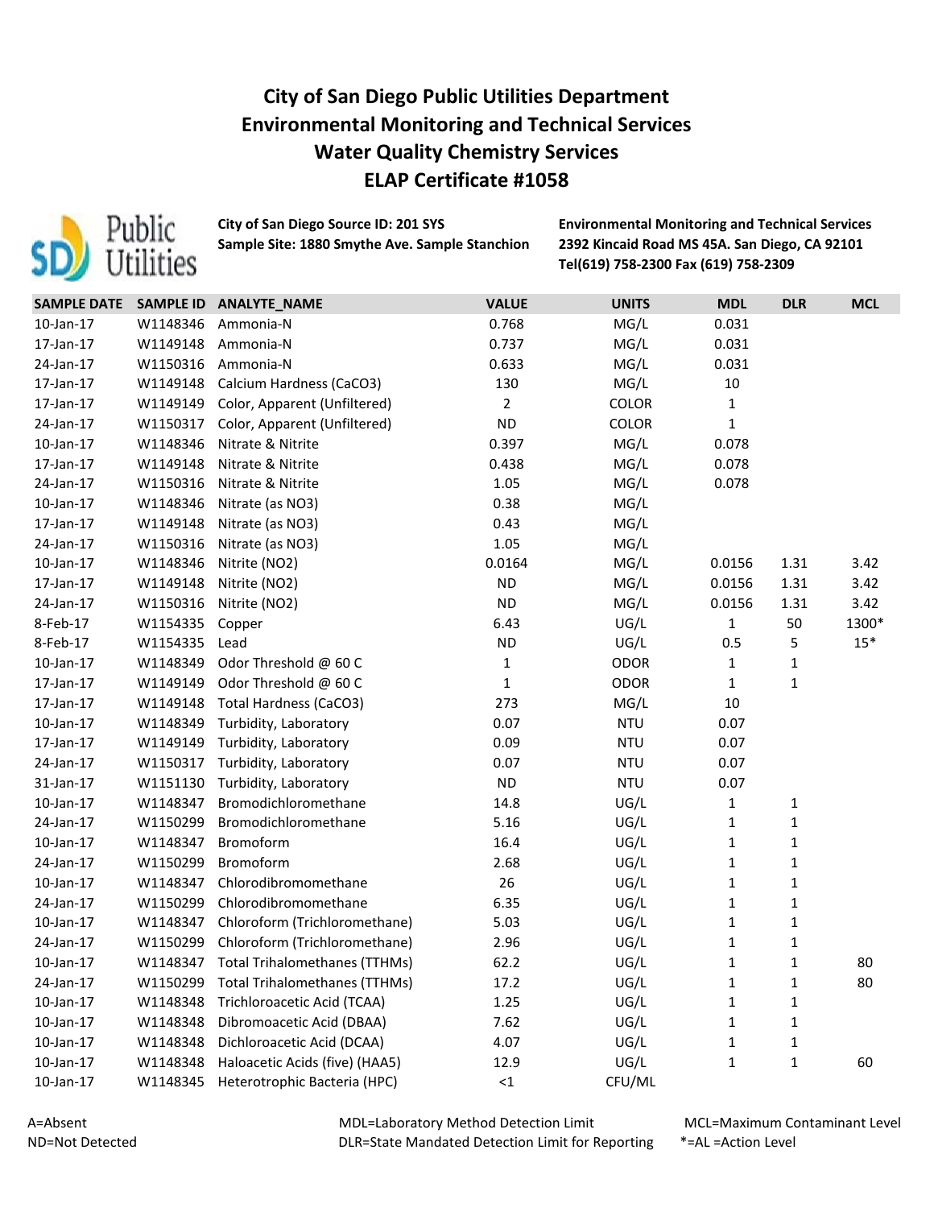# City of San Diego Public Utilities Department
# Environmental Monitoring and Technical Services
# Water Quality Chemistry Services
# ELAP Certificate #1058

**City of San Diego Source ID: 201 SYS**
**Sample Site: 1880 Smythe Ave. Sample Stanchion**

**Environmental Monitoring and Technical Services**
**2392 Kincaid Road MS 45A. San Diego, CA 92101**
**Tel(619) 758-2300 Fax (619) 758-2309**

| SAMPLE DATE | SAMPLE ID | ANALYTE_NAME | VALUE | UNITS | MDL | DLR | MCL |
|---|---|---|---|---|---|---|---|
| 10-Jan-17 | W1148346 | Ammonia-N | 0.768 | MG/L | 0.031 | | |
| 17-Jan-17 | W1149148 | Ammonia-N | 0.737 | MG/L | 0.031 | | |
| 24-Jan-17 | W1150316 | Ammonia-N | 0.633 | MG/L | 0.031 | | |
| 17-Jan-17 | W1149148 | Calcium Hardness (CaCO3) | 130 | MG/L | 10 | | |
| 17-Jan-17 | W1149149 | Color, Apparent (Unfiltered) | 2 | COLOR | 1 | | |
| 24-Jan-17 | W1150317 | Color, Apparent (Unfiltered) | ND | COLOR | 1 | | |
| 10-Jan-17 | W1148346 | Nitrate & Nitrite | 0.397 | MG/L | 0.078 | | |
| 17-Jan-17 | W1149148 | Nitrate & Nitrite | 0.438 | MG/L | 0.078 | | |
| 24-Jan-17 | W1150316 | Nitrate & Nitrite | 1.05 | MG/L | 0.078 | | |
| 10-Jan-17 | W1148346 | Nitrate (as NO3) | 0.38 | MG/L | | | |
| 17-Jan-17 | W1149148 | Nitrate (as NO3) | 0.43 | MG/L | | | |
| 24-Jan-17 | W1150316 | Nitrate (as NO3) | 1.05 | MG/L | | | |
| 10-Jan-17 | W1148346 | Nitrite (NO2) | 0.0164 | MG/L | 0.0156 | 1.31 | 3.42 |
| 17-Jan-17 | W1149148 | Nitrite (NO2) | ND | MG/L | 0.0156 | 1.31 | 3.42 |
| 24-Jan-17 | W1150316 | Nitrite (NO2) | ND | MG/L | 0.0156 | 1.31 | 3.42 |
| 8-Feb-17 | W1154335 | Copper | 6.43 | UG/L | 1 | 50 | 1300* |
| 8-Feb-17 | W1154335 | Lead | ND | UG/L | 0.5 | 5 | 15* |
| 10-Jan-17 | W1148349 | Odor Threshold @ 60 C | 1 | ODOR | 1 | 1 | |
| 17-Jan-17 | W1149149 | Odor Threshold @ 60 C | 1 | ODOR | 1 | 1 | |
| 17-Jan-17 | W1149148 | Total Hardness (CaCO3) | 273 | MG/L | 10 | | |
| 10-Jan-17 | W1148349 | Turbidity, Laboratory | 0.07 | NTU | 0.07 | | |
| 17-Jan-17 | W1149149 | Turbidity, Laboratory | 0.09 | NTU | 0.07 | | |
| 24-Jan-17 | W1150317 | Turbidity, Laboratory | 0.07 | NTU | 0.07 | | |
| 31-Jan-17 | W1151130 | Turbidity, Laboratory | ND | NTU | 0.07 | | |
| 10-Jan-17 | W1148347 | Bromodichloromethane | 14.8 | UG/L | 1 | 1 | |
| 24-Jan-17 | W1150299 | Bromodichloromethane | 5.16 | UG/L | 1 | 1 | |
| 10-Jan-17 | W1148347 | Bromoform | 16.4 | UG/L | 1 | 1 | |
| 24-Jan-17 | W1150299 | Bromoform | 2.68 | UG/L | 1 | 1 | |
| 10-Jan-17 | W1148347 | Chlorodibromomethane | 26 | UG/L | 1 | 1 | |
| 24-Jan-17 | W1150299 | Chlorodibromomethane | 6.35 | UG/L | 1 | 1 | |
| 10-Jan-17 | W1148347 | Chloroform (Trichloromethane) | 5.03 | UG/L | 1 | 1 | |
| 24-Jan-17 | W1150299 | Chloroform (Trichloromethane) | 2.96 | UG/L | 1 | 1 | |
| 10-Jan-17 | W1148347 | Total Trihalomethanes (TTHMs) | 62.2 | UG/L | 1 | 1 | 80 |
| 24-Jan-17 | W1150299 | Total Trihalomethanes (TTHMs) | 17.2 | UG/L | 1 | 1 | 80 |
| 10-Jan-17 | W1148348 | Trichloroacetic Acid (TCAA) | 1.25 | UG/L | 1 | 1 | |
| 10-Jan-17 | W1148348 | Dibromoacetic Acid (DBAA) | 7.62 | UG/L | 1 | 1 | |
| 10-Jan-17 | W1148348 | Dichloroacetic Acid (DCAA) | 4.07 | UG/L | 1 | 1 | |
| 10-Jan-17 | W1148348 | Haloacetic Acids (five) (HAA5) | 12.9 | UG/L | 1 | 1 | 60 |
| 10-Jan-17 | W1148345 | Heterotrophic Bacteria (HPC) | <1 | CFU/ML | | | |

A=Absent
ND=Not Detected

MDL=Laboratory Method Detection Limit
DLR=State Mandated Detection Limit for Reporting

MCL=Maximum Contaminant Level
*=AL =Action Level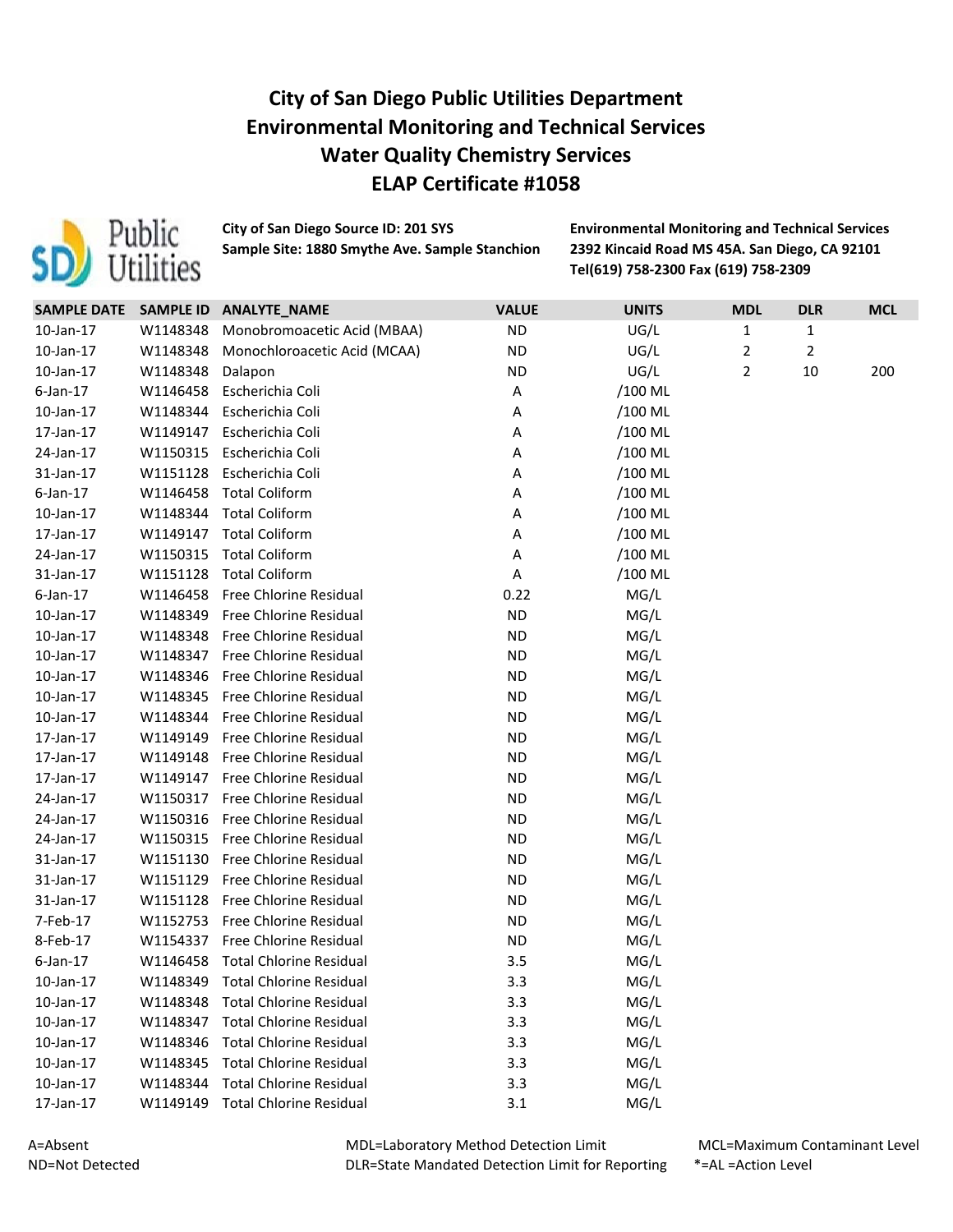# City of San Diego Public Utilities Department
# Environmental Monitoring and Technical Services
# Water Quality Chemistry Services
# ELAP Certificate #1058

**City of San Diego Source ID: 201 SYS**
**Sample Site: 1880 Smythe Ave. Sample Stanchion**

**Environmental Monitoring and Technical Services**
**2392 Kincaid Road MS 45A. San Diego, CA 92101**
**Tel(619) 758-2300 Fax (619) 758-2309**

| SAMPLE DATE | SAMPLE ID | ANALYTE_NAME | VALUE | UNITS | MDL | DLR | MCL |
|---|---|---|---|---|---|---|---|
| 10-Jan-17 | W1148348 | Monobromoacetic Acid (MBAA) | ND | UG/L | 1 | 1 | |
| 10-Jan-17 | W1148348 | Monochloroacetic Acid (MCAA) | ND | UG/L | 2 | 2 | |
| 10-Jan-17 | W1148348 | Dalapon | ND | UG/L | 2 | 10 | 200 |
| 6-Jan-17 | W1146458 | Escherichia Coli | A | /100 ML | | | |
| 10-Jan-17 | W1148344 | Escherichia Coli | A | /100 ML | | | |
| 17-Jan-17 | W1149147 | Escherichia Coli | A | /100 ML | | | |
| 24-Jan-17 | W1150315 | Escherichia Coli | A | /100 ML | | | |
| 31-Jan-17 | W1151128 | Escherichia Coli | A | /100 ML | | | |
| 6-Jan-17 | W1146458 | Total Coliform | A | /100 ML | | | |
| 10-Jan-17 | W1148344 | Total Coliform | A | /100 ML | | | |
| 17-Jan-17 | W1149147 | Total Coliform | A | /100 ML | | | |
| 24-Jan-17 | W1150315 | Total Coliform | A | /100 ML | | | |
| 31-Jan-17 | W1151128 | Total Coliform | A | /100 ML | | | |
| 6-Jan-17 | W1146458 | Free Chlorine Residual | 0.22 | MG/L | | | |
| 10-Jan-17 | W1148349 | Free Chlorine Residual | ND | MG/L | | | |
| 10-Jan-17 | W1148348 | Free Chlorine Residual | ND | MG/L | | | |
| 10-Jan-17 | W1148347 | Free Chlorine Residual | ND | MG/L | | | |
| 10-Jan-17 | W1148346 | Free Chlorine Residual | ND | MG/L | | | |
| 10-Jan-17 | W1148345 | Free Chlorine Residual | ND | MG/L | | | |
| 10-Jan-17 | W1148344 | Free Chlorine Residual | ND | MG/L | | | |
| 17-Jan-17 | W1149149 | Free Chlorine Residual | ND | MG/L | | | |
| 17-Jan-17 | W1149148 | Free Chlorine Residual | ND | MG/L | | | |
| 17-Jan-17 | W1149147 | Free Chlorine Residual | ND | MG/L | | | |
| 24-Jan-17 | W1150317 | Free Chlorine Residual | ND | MG/L | | | |
| 24-Jan-17 | W1150316 | Free Chlorine Residual | ND | MG/L | | | |
| 24-Jan-17 | W1150315 | Free Chlorine Residual | ND | MG/L | | | |
| 31-Jan-17 | W1151130 | Free Chlorine Residual | ND | MG/L | | | |
| 31-Jan-17 | W1151129 | Free Chlorine Residual | ND | MG/L | | | |
| 31-Jan-17 | W1151128 | Free Chlorine Residual | ND | MG/L | | | |
| 7-Feb-17 | W1152753 | Free Chlorine Residual | ND | MG/L | | | |
| 8-Feb-17 | W1154337 | Free Chlorine Residual | ND | MG/L | | | |
| 6-Jan-17 | W1146458 | Total Chlorine Residual | 3.5 | MG/L | | | |
| 10-Jan-17 | W1148349 | Total Chlorine Residual | 3.3 | MG/L | | | |
| 10-Jan-17 | W1148348 | Total Chlorine Residual | 3.3 | MG/L | | | |
| 10-Jan-17 | W1148347 | Total Chlorine Residual | 3.3 | MG/L | | | |
| 10-Jan-17 | W1148346 | Total Chlorine Residual | 3.3 | MG/L | | | |
| 10-Jan-17 | W1148345 | Total Chlorine Residual | 3.3 | MG/L | | | |
| 10-Jan-17 | W1148344 | Total Chlorine Residual | 3.3 | MG/L | | | |
| 17-Jan-17 | W1149149 | Total Chlorine Residual | 3.1 | MG/L | | | |

A=Absent
ND=Not Detected

MDL=Laboratory Method Detection Limit
DLR=State Mandated Detection Limit for Reporting

MCL=Maximum Contaminant Level
*=AL =Action Level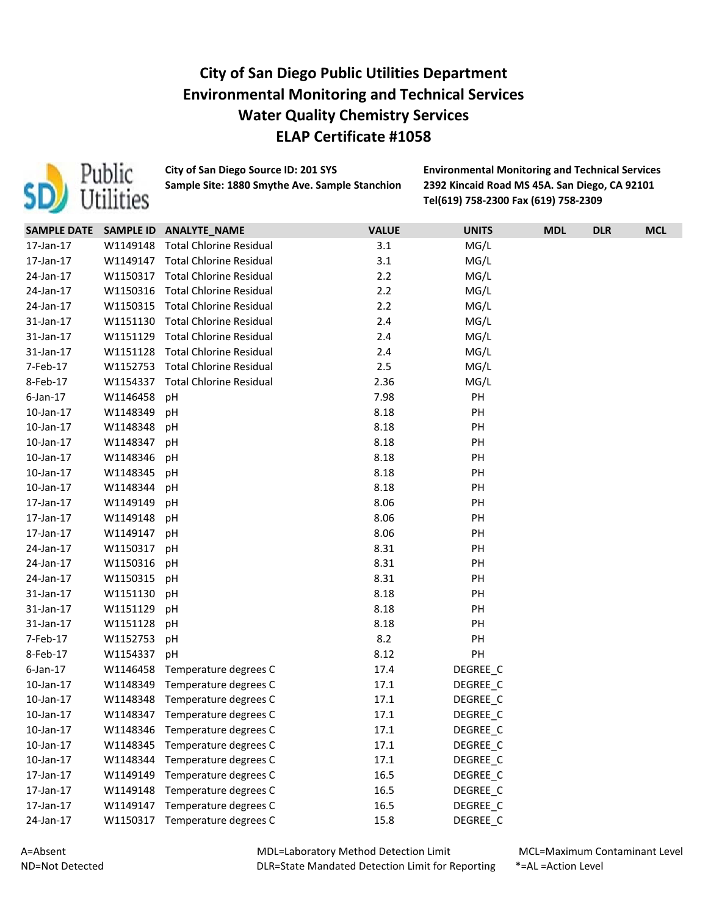# City of San Diego Public Utilities Department
# Environmental Monitoring and Technical Services
# Water Quality Chemistry Services
# ELAP Certificate #1058

**City of San Diego Source ID: 201 SYS**
**Sample Site: 1880 Smythe Ave. Sample Stanchion**

**Environmental Monitoring and Technical Services**
**2392 Kincaid Road MS 45A. San Diego, CA 92101**
**Tel(619) 758-2300 Fax (619) 758-2309**

| SAMPLE DATE | SAMPLE ID | ANALYTE_NAME | VALUE | UNITS | MDL | DLR | MCL |
|---|---|---|---|---|---|---|---|
| 17-Jan-17 | W1149148 | Total Chlorine Residual | 3.1 | MG/L | | | |
| 17-Jan-17 | W1149147 | Total Chlorine Residual | 3.1 | MG/L | | | |
| 24-Jan-17 | W1150317 | Total Chlorine Residual | 2.2 | MG/L | | | |
| 24-Jan-17 | W1150316 | Total Chlorine Residual | 2.2 | MG/L | | | |
| 24-Jan-17 | W1150315 | Total Chlorine Residual | 2.2 | MG/L | | | |
| 31-Jan-17 | W1151130 | Total Chlorine Residual | 2.4 | MG/L | | | |
| 31-Jan-17 | W1151129 | Total Chlorine Residual | 2.4 | MG/L | | | |
| 31-Jan-17 | W1151128 | Total Chlorine Residual | 2.4 | MG/L | | | |
| 7-Feb-17 | W1152753 | Total Chlorine Residual | 2.5 | MG/L | | | |
| 8-Feb-17 | W1154337 | Total Chlorine Residual | 2.36 | MG/L | | | |
| 6-Jan-17 | W1146458 | pH | 7.98 | PH | | | |
| 10-Jan-17 | W1148349 | pH | 8.18 | PH | | | |
| 10-Jan-17 | W1148348 | pH | 8.18 | PH | | | |
| 10-Jan-17 | W1148347 | pH | 8.18 | PH | | | |
| 10-Jan-17 | W1148346 | pH | 8.18 | PH | | | |
| 10-Jan-17 | W1148345 | pH | 8.18 | PH | | | |
| 10-Jan-17 | W1148344 | pH | 8.18 | PH | | | |
| 17-Jan-17 | W1149149 | pH | 8.06 | PH | | | |
| 17-Jan-17 | W1149148 | pH | 8.06 | PH | | | |
| 17-Jan-17 | W1149147 | pH | 8.06 | PH | | | |
| 24-Jan-17 | W1150317 | pH | 8.31 | PH | | | |
| 24-Jan-17 | W1150316 | pH | 8.31 | PH | | | |
| 24-Jan-17 | W1150315 | pH | 8.31 | PH | | | |
| 31-Jan-17 | W1151130 | pH | 8.18 | PH | | | |
| 31-Jan-17 | W1151129 | pH | 8.18 | PH | | | |
| 31-Jan-17 | W1151128 | pH | 8.18 | PH | | | |
| 7-Feb-17 | W1152753 | pH | 8.2 | PH | | | |
| 8-Feb-17 | W1154337 | pH | 8.12 | PH | | | |
| 6-Jan-17 | W1146458 | Temperature degrees C | 17.4 | DEGREE_C | | | |
| 10-Jan-17 | W1148349 | Temperature degrees C | 17.1 | DEGREE_C | | | |
| 10-Jan-17 | W1148348 | Temperature degrees C | 17.1 | DEGREE_C | | | |
| 10-Jan-17 | W1148347 | Temperature degrees C | 17.1 | DEGREE_C | | | |
| 10-Jan-17 | W1148346 | Temperature degrees C | 17.1 | DEGREE_C | | | |
| 10-Jan-17 | W1148345 | Temperature degrees C | 17.1 | DEGREE_C | | | |
| 10-Jan-17 | W1148344 | Temperature degrees C | 17.1 | DEGREE_C | | | |
| 17-Jan-17 | W1149149 | Temperature degrees C | 16.5 | DEGREE_C | | | |
| 17-Jan-17 | W1149148 | Temperature degrees C | 16.5 | DEGREE_C | | | |
| 17-Jan-17 | W1149147 | Temperature degrees C | 16.5 | DEGREE_C | | | |
| 24-Jan-17 | W1150317 | Temperature degrees C | 15.8 | DEGREE_C | | | |

A=Absent
ND=Not Detected
MDL=Laboratory Method Detection Limit
DLR=State Mandated Detection Limit for Reporting
MCL=Maximum Contaminant Level
*=AL =Action Level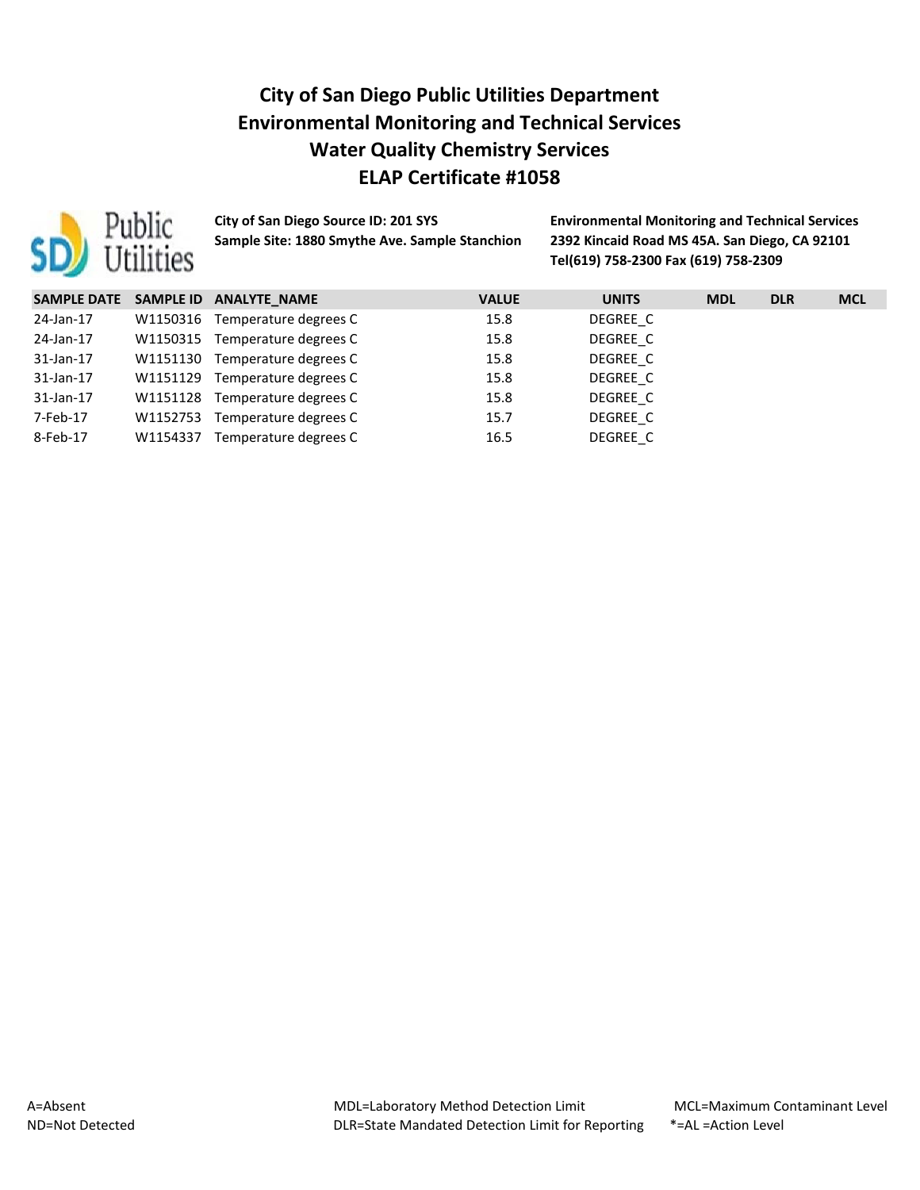# City of San Diego Public Utilities Department
# Environmental Monitoring and Technical Services
# Water Quality Chemistry Services
# ELAP Certificate #1058

**City of San Diego Source ID: 201 SYS**
**Sample Site: 1880 Smythe Ave. Sample Stanchion**

**Environmental Monitoring and Technical Services**
**2392 Kincaid Road MS 45A. San Diego, CA 92101**
**Tel(619) 758-2300 Fax (619) 758-2309**

| SAMPLE DATE | SAMPLE ID | ANALYTE_NAME | VALUE | UNITS | MDL | DLR | MCL |
|---|---|---|---|---|---|---|---|
| 24-Jan-17 | W1150316 | Temperature degrees C | 15.8 | DEGREE_C | | | |
| 24-Jan-17 | W1150315 | Temperature degrees C | 15.8 | DEGREE_C | | | |
| 31-Jan-17 | W1151130 | Temperature degrees C | 15.8 | DEGREE_C | | | |
| 31-Jan-17 | W1151129 | Temperature degrees C | 15.8 | DEGREE_C | | | |
| 31-Jan-17 | W1151128 | Temperature degrees C | 15.8 | DEGREE_C | | | |
| 7-Feb-17 | W1152753 | Temperature degrees C | 15.7 | DEGREE_C | | | |
| 8-Feb-17 | W1154337 | Temperature degrees C | 16.5 | DEGREE_C | | | |

A=Absent
ND=Not Detected

MDL=Laboratory Method Detection Limit
DLR=State Mandated Detection Limit for Reporting

MCL=Maximum Contaminant Level
*=AL =Action Level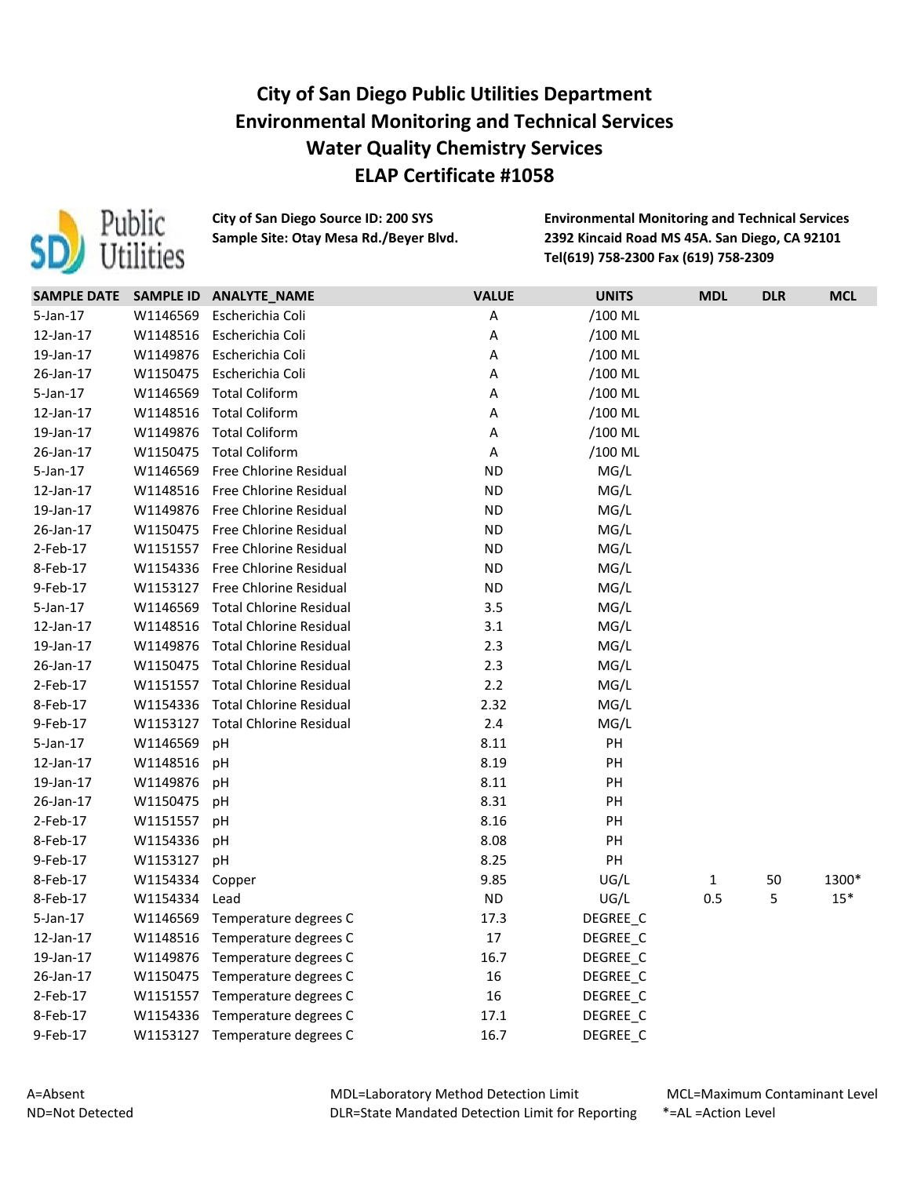# City of San Diego Public Utilities Department
# Environmental Monitoring and Technical Services
# Water Quality Chemistry Services
# ELAP Certificate #1058

**City of San Diego Source ID: 200 SYS**
**Sample Site: Otay Mesa Rd./Beyer Blvd.**

**Environmental Monitoring and Technical Services**
**2392 Kincaid Road MS 45A. San Diego, CA 92101**
**Tel(619) 758-2300 Fax (619) 758-2309**

| SAMPLE DATE | SAMPLE ID | ANALYTE_NAME | VALUE | UNITS | MDL | DLR | MCL |
|---|---|---|---|---|---|---|---|
| 5-Jan-17 | W1146569 | Escherichia Coli | A | /100 ML | | | |
| 12-Jan-17 | W1148516 | Escherichia Coli | A | /100 ML | | | |
| 19-Jan-17 | W1149876 | Escherichia Coli | A | /100 ML | | | |
| 26-Jan-17 | W1150475 | Escherichia Coli | A | /100 ML | | | |
| 5-Jan-17 | W1146569 | Total Coliform | A | /100 ML | | | |
| 12-Jan-17 | W1148516 | Total Coliform | A | /100 ML | | | |
| 19-Jan-17 | W1149876 | Total Coliform | A | /100 ML | | | |
| 26-Jan-17 | W1150475 | Total Coliform | A | /100 ML | | | |
| 5-Jan-17 | W1146569 | Free Chlorine Residual | ND | MG/L | | | |
| 12-Jan-17 | W1148516 | Free Chlorine Residual | ND | MG/L | | | |
| 19-Jan-17 | W1149876 | Free Chlorine Residual | ND | MG/L | | | |
| 26-Jan-17 | W1150475 | Free Chlorine Residual | ND | MG/L | | | |
| 2-Feb-17 | W1151557 | Free Chlorine Residual | ND | MG/L | | | |
| 8-Feb-17 | W1154336 | Free Chlorine Residual | ND | MG/L | | | |
| 9-Feb-17 | W1153127 | Free Chlorine Residual | ND | MG/L | | | |
| 5-Jan-17 | W1146569 | Total Chlorine Residual | 3.5 | MG/L | | | |
| 12-Jan-17 | W1148516 | Total Chlorine Residual | 3.1 | MG/L | | | |
| 19-Jan-17 | W1149876 | Total Chlorine Residual | 2.3 | MG/L | | | |
| 26-Jan-17 | W1150475 | Total Chlorine Residual | 2.3 | MG/L | | | |
| 2-Feb-17 | W1151557 | Total Chlorine Residual | 2.2 | MG/L | | | |
| 8-Feb-17 | W1154336 | Total Chlorine Residual | 2.32 | MG/L | | | |
| 9-Feb-17 | W1153127 | Total Chlorine Residual | 2.4 | MG/L | | | |
| 5-Jan-17 | W1146569 | pH | 8.11 | PH | | | |
| 12-Jan-17 | W1148516 | pH | 8.19 | PH | | | |
| 19-Jan-17 | W1149876 | pH | 8.11 | PH | | | |
| 26-Jan-17 | W1150475 | pH | 8.31 | PH | | | |
| 2-Feb-17 | W1151557 | pH | 8.16 | PH | | | |
| 8-Feb-17 | W1154336 | pH | 8.08 | PH | | | |
| 9-Feb-17 | W1153127 | pH | 8.25 | PH | | | |
| 8-Feb-17 | W1154334 | Copper | 9.85 | UG/L | 1 | 50 | 1300* |
| 8-Feb-17 | W1154334 | Lead | ND | UG/L | 0.5 | 5 | 15* |
| 5-Jan-17 | W1146569 | Temperature degrees C | 17.3 | DEGREE_C | | | |
| 12-Jan-17 | W1148516 | Temperature degrees C | 17 | DEGREE_C | | | |
| 19-Jan-17 | W1149876 | Temperature degrees C | 16.7 | DEGREE_C | | | |
| 26-Jan-17 | W1150475 | Temperature degrees C | 16 | DEGREE_C | | | |
| 2-Feb-17 | W1151557 | Temperature degrees C | 16 | DEGREE_C | | | |
| 8-Feb-17 | W1154336 | Temperature degrees C | 17.1 | DEGREE_C | | | |
| 9-Feb-17 | W1153127 | Temperature degrees C | 16.7 | DEGREE_C | | | |

A=Absent
ND=Not Detected

MDL=Laboratory Method Detection Limit
DLR=State Mandated Detection Limit for Reporting

MCL=Maximum Contaminant Level
*=AL =Action Level